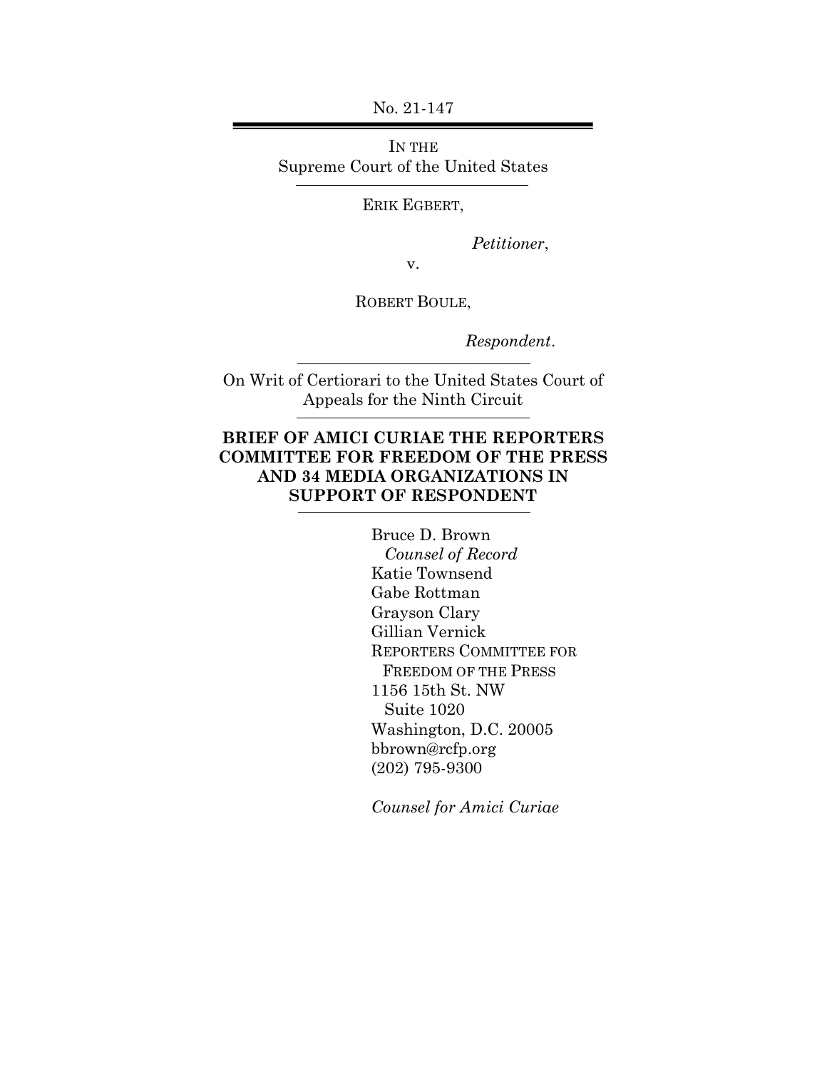No. 21-147

IN THE
Supreme Court of the United States

ERIK EGBERT,

*Petitioner*,

v.

ROBERT BOULE,

*Respondent*.

On Writ of Certiorari to the United States Court of Appeals for the Ninth Circuit

**BRIEF OF AMICI CURIAE THE REPORTERS COMMITTEE FOR FREEDOM OF THE PRESS AND 34 MEDIA ORGANIZATIONS IN SUPPORT OF RESPONDENT**

Bruce D. Brown
*Counsel of Record*
Katie Townsend
Gabe Rottman
Grayson Clary
Gillian Vernick
REPORTERS COMMITTEE FOR FREEDOM OF THE PRESS
1156 15th St. NW
Suite 1020
Washington, D.C. 20005
bbrown@rcfp.org
(202) 795-9300

*Counsel for Amici Curiae*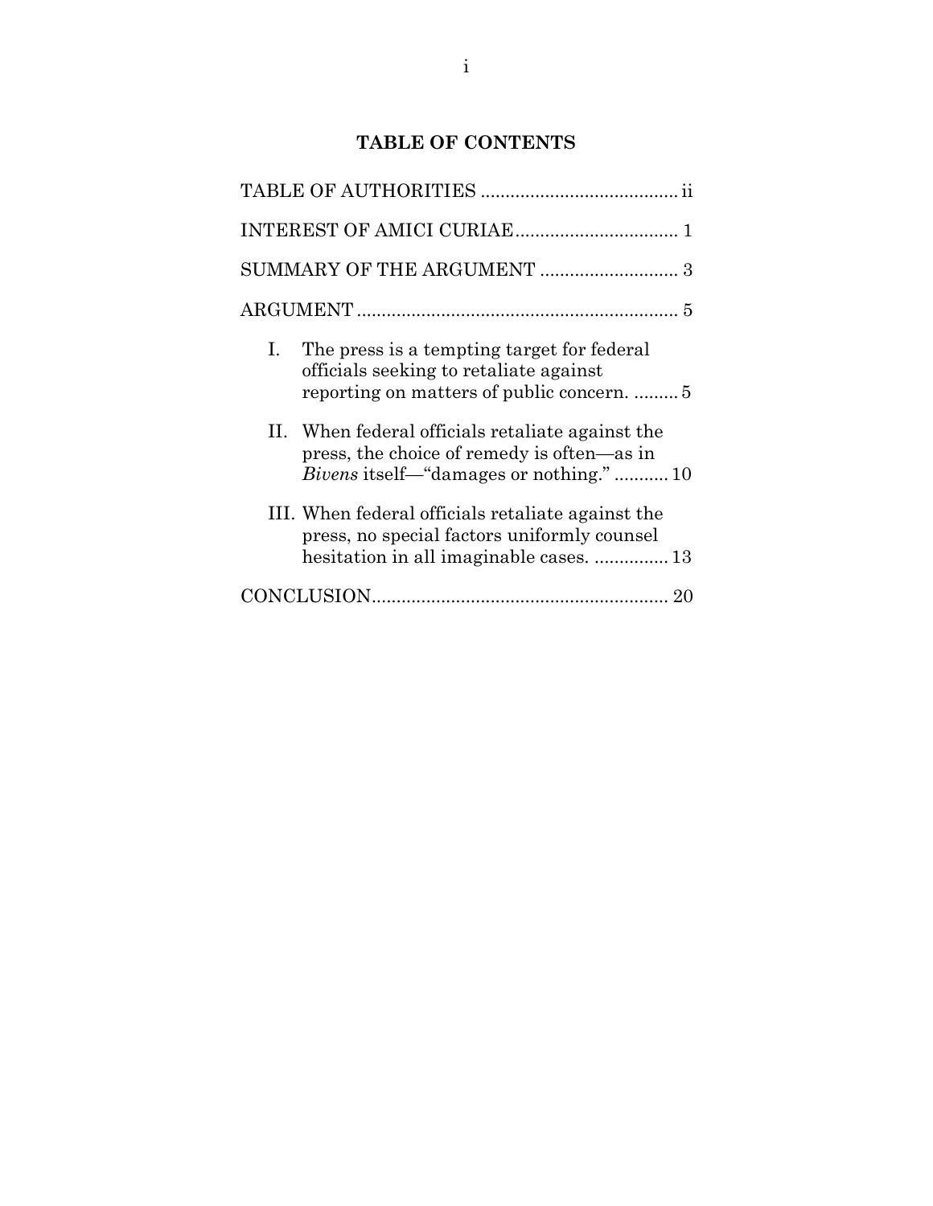# TABLE OF CONTENTS

TABLE OF AUTHORITIES ........................................ ii

INTEREST OF AMICI CURIAE................................. 1

SUMMARY OF THE ARGUMENT ............................ 3

ARGUMENT ................................................................. 5

I. The press is a tempting target for federal officials seeking to retaliate against reporting on matters of public concern. ......... 5

II. When federal officials retaliate against the press, the choice of remedy is often—as in *Bivens* itself—"damages or nothing." ........... 10

III. When federal officials retaliate against the press, no special factors uniformly counsel hesitation in all imaginable cases. ............... 13

CONCLUSION........................................................... 20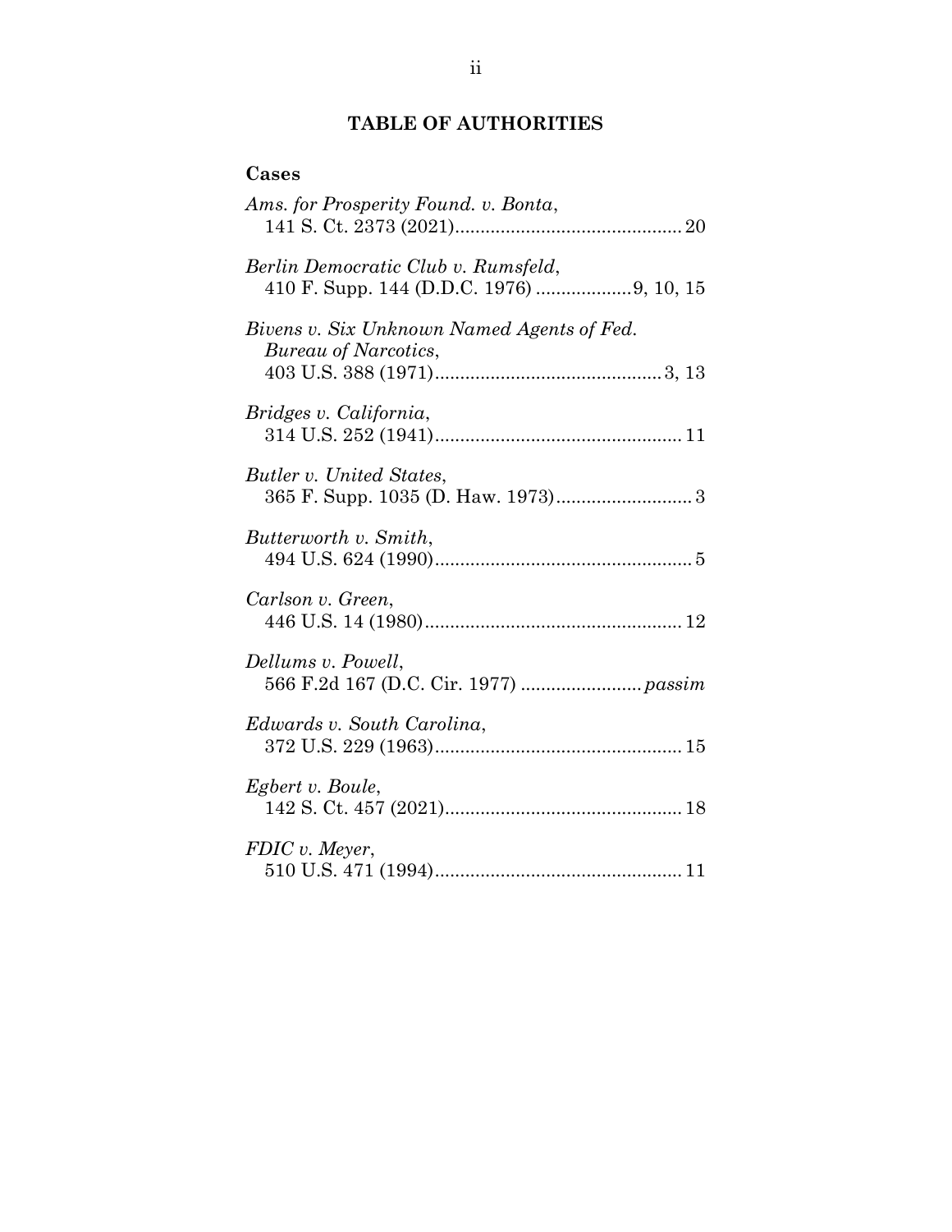## TABLE OF AUTHORITIES

### Cases

*Ams. for Prosperity Found. v. Bonta*, 141 S. Ct. 2373 (2021) .......... 20

*Berlin Democratic Club v. Rumsfeld*, 410 F. Supp. 144 (D.D.C. 1976) .......... 9, 10, 15

*Bivens v. Six Unknown Named Agents of Fed. Bureau of Narcotics*, 403 U.S. 388 (1971) .......... 3, 13

*Bridges v. California*, 314 U.S. 252 (1941) .......... 11

*Butler v. United States*, 365 F. Supp. 1035 (D. Haw. 1973) .......... 3

*Butterworth v. Smith*, 494 U.S. 624 (1990) .......... 5

*Carlson v. Green*, 446 U.S. 14 (1980) .......... 12

*Dellums v. Powell*, 566 F.2d 167 (D.C. Cir. 1977) .......... *passim*

*Edwards v. South Carolina*, 372 U.S. 229 (1963) .......... 15

*Egbert v. Boule*, 142 S. Ct. 457 (2021) .......... 18

*FDIC v. Meyer*, 510 U.S. 471 (1994) .......... 11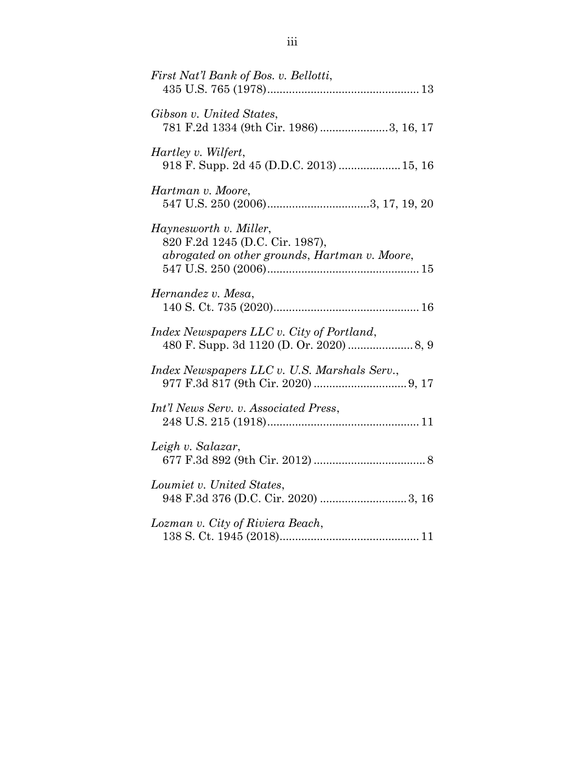*First Nat'l Bank of Bos. v. Bellotti*,
435 U.S. 765 (1978)................................................ 13

*Gibson v. United States*,
781 F.2d 1334 (9th Cir. 1986) .....................3, 16, 17

*Hartley v. Wilfert*,
918 F. Supp. 2d 45 (D.D.C. 2013) ................... 15, 16

*Hartman v. Moore*,
547 U.S. 250 (2006)................................3, 17, 19, 20

*Haynesworth v. Miller*,
820 F.2d 1245 (D.C. Cir. 1987),
*abrogated on other grounds*, *Hartman v. Moore*,
547 U.S. 250 (2006)................................................ 15

*Hernandez v. Mesa*,
140 S. Ct. 735 (2020).............................................. 16

*Index Newspapers LLC v. City of Portland*,
480 F. Supp. 3d 1120 (D. Or. 2020) .................... 8, 9

*Index Newspapers LLC v. U.S. Marshals Serv.*,
977 F.3d 817 (9th Cir. 2020) ............................. 9, 17

*Int'l News Serv. v. Associated Press*,
248 U.S. 215 (1918)................................................ 11

*Leigh v. Salazar*,
677 F.3d 892 (9th Cir. 2012) .................................... 8

*Loumiet v. United States*,
948 F.3d 376 (D.C. Cir. 2020) ........................... 3, 16

*Lozman v. City of Riviera Beach*,
138 S. Ct. 1945 (2018)............................................ 11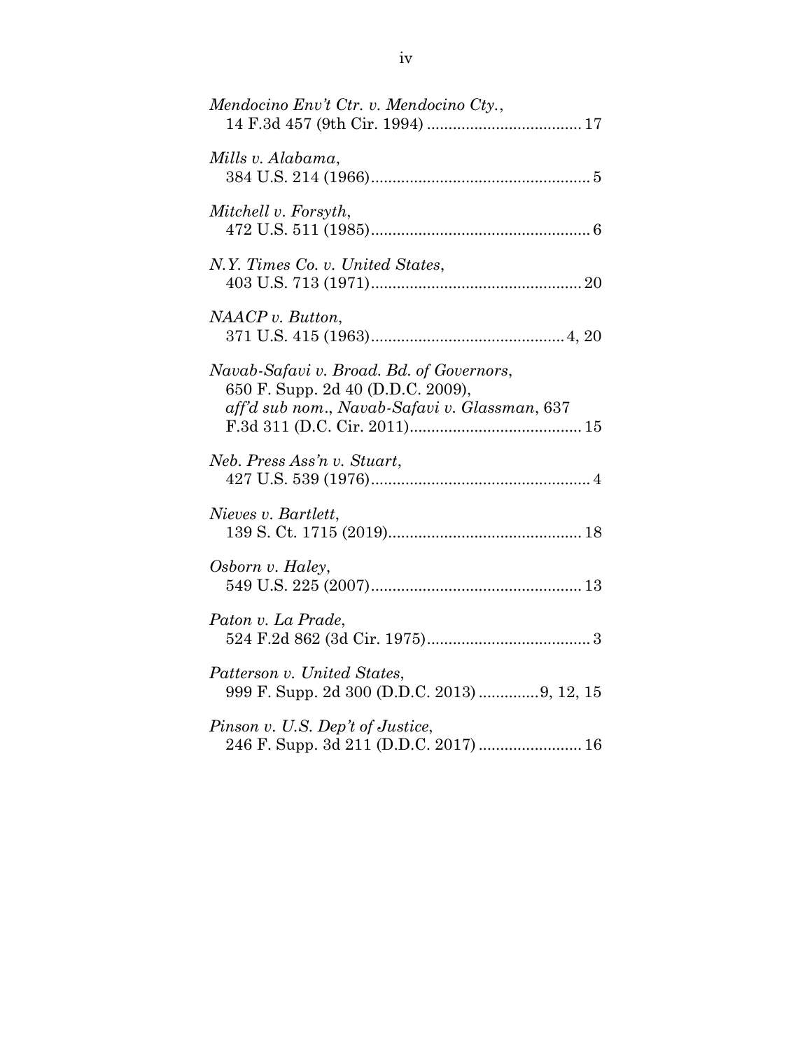*Mendocino Env't Ctr. v. Mendocino Cty.*,
14 F.3d 457 (9th Cir. 1994) .................................... 17

*Mills v. Alabama*,
384 U.S. 214 (1966)................................................... 5

*Mitchell v. Forsyth*,
472 U.S. 511 (1985)................................................... 6

*N.Y. Times Co. v. United States*,
403 U.S. 713 (1971)................................................. 20

*NAACP v. Button*,
371 U.S. 415 (1963)............................................. 4, 20

*Navab-Safavi v. Broad. Bd. of Governors*,
650 F. Supp. 2d 40 (D.D.C. 2009),
*aff'd sub nom., Navab-Safavi v. Glassman*, 637
F.3d 311 (D.C. Cir. 2011)........................................ 15

*Neb. Press Ass'n v. Stuart*,
427 U.S. 539 (1976)................................................... 4

*Nieves v. Bartlett*,
139 S. Ct. 1715 (2019)............................................. 18

*Osborn v. Haley*,
549 U.S. 225 (2007)................................................. 13

*Paton v. La Prade*,
524 F.2d 862 (3d Cir. 1975)...................................... 3

*Patterson v. United States*,
999 F. Supp. 2d 300 (D.D.C. 2013) .............9, 12, 15

*Pinson v. U.S. Dep't of Justice*,
246 F. Supp. 3d 211 (D.D.C. 2017) ........................ 16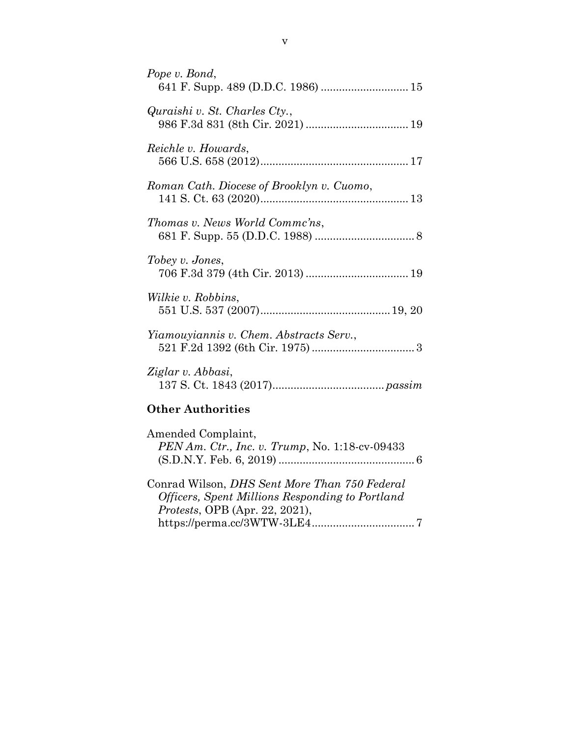*Pope v. Bond*,
641 F. Supp. 489 (D.D.C. 1986) ............................ 15

*Quraishi v. St. Charles Cty.*,
986 F.3d 831 (8th Cir. 2021) ................................. 19

*Reichle v. Howards*,
566 U.S. 658 (2012)................................................ 17

*Roman Cath. Diocese of Brooklyn v. Cuomo*,
141 S. Ct. 63 (2020)................................................ 13

*Thomas v. News World Commc'ns*,
681 F. Supp. 55 (D.D.C. 1988) ................................ 8

*Tobey v. Jones*,
706 F.3d 379 (4th Cir. 2013) ................................. 19

*Wilkie v. Robbins*,
551 U.S. 537 (2007).......................................... 19, 20

*Yiamouyiannis v. Chem. Abstracts Serv.*,
521 F.2d 1392 (6th Cir. 1975) ................................. 3

*Ziglar v. Abbasi*,
137 S. Ct. 1843 (2017).................................... *passim*

## Other Authorities

Amended Complaint,
*PEN Am. Ctr., Inc. v. Trump*, No. 1:18-cv-09433
(S.D.N.Y. Feb. 6, 2019) ............................................ 6

Conrad Wilson, *DHS Sent More Than 750 Federal Officers, Spent Millions Responding to Portland Protests*, OPB (Apr. 22, 2021),
https://perma.cc/3WTW-3LE4.................................. 7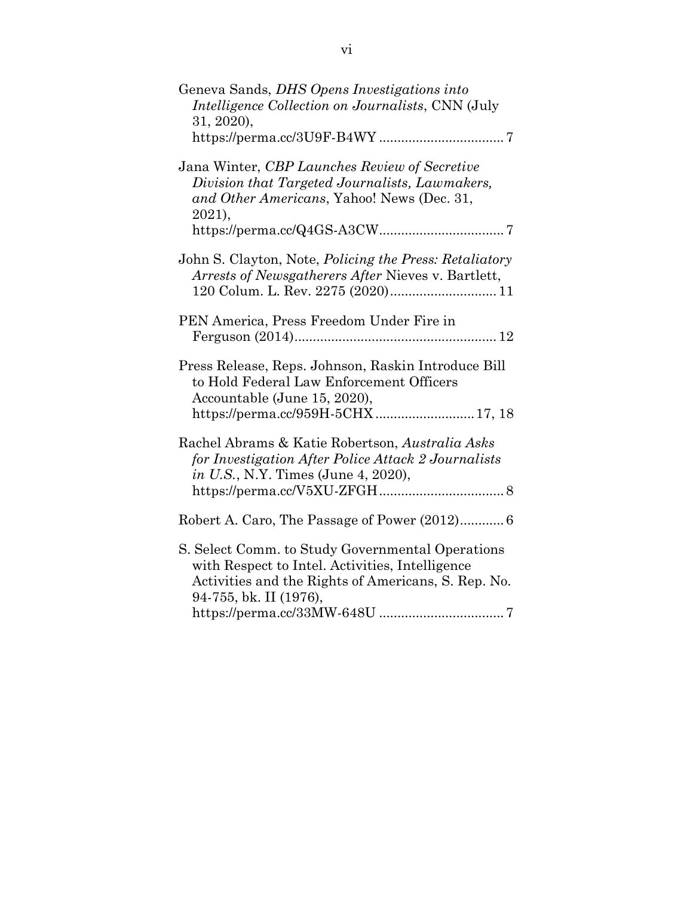Geneva Sands, *DHS Opens Investigations into Intelligence Collection on Journalists*, CNN (July 31, 2020), https://perma.cc/3U9F-B4WY .................................. 7

Jana Winter, *CBP Launches Review of Secretive Division that Targeted Journalists, Lawmakers, and Other Americans*, Yahoo! News (Dec. 31, 2021), https://perma.cc/Q4GS-A3CW.................................. 7

John S. Clayton, Note, *Policing the Press: Retaliatory Arrests of Newsgatherers After* Nieves v. Bartlett, 120 Colum. L. Rev. 2275 (2020)............................. 11

PEN America, Press Freedom Under Fire in Ferguson (2014)....................................................... 12

Press Release, Reps. Johnson, Raskin Introduce Bill to Hold Federal Law Enforcement Officers Accountable (June 15, 2020), https://perma.cc/959H-5CHX........................... 17, 18

Rachel Abrams & Katie Robertson, *Australia Asks for Investigation After Police Attack 2 Journalists in U.S.*, N.Y. Times (June 4, 2020), https://perma.cc/V5XU-ZFGH.................................. 8

Robert A. Caro, The Passage of Power (2012)............ 6

S. Select Comm. to Study Governmental Operations with Respect to Intel. Activities, Intelligence Activities and the Rights of Americans, S. Rep. No. 94-755, bk. II (1976), https://perma.cc/33MW-648U .................................. 7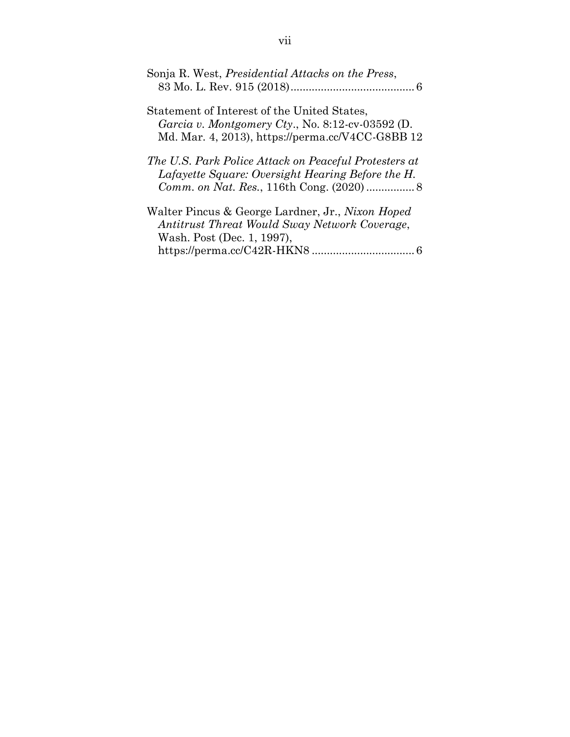Sonja R. West, *Presidential Attacks on the Press*, 83 Mo. L. Rev. 915 (2018)........................................ 6

Statement of Interest of the United States, *Garcia v. Montgomery Cty*., No. 8:12-cv-03592 (D. Md. Mar. 4, 2013), https://perma.cc/V4CC-G8BB 12

*The U.S. Park Police Attack on Peaceful Protesters at Lafayette Square: Oversight Hearing Before the H. Comm. on Nat. Res.*, 116th Cong. (2020) ................ 8

Walter Pincus & George Lardner, Jr., *Nixon Hoped Antitrust Threat Would Sway Network Coverage*, Wash. Post (Dec. 1, 1997), https://perma.cc/C42R-HKN8 .................................. 6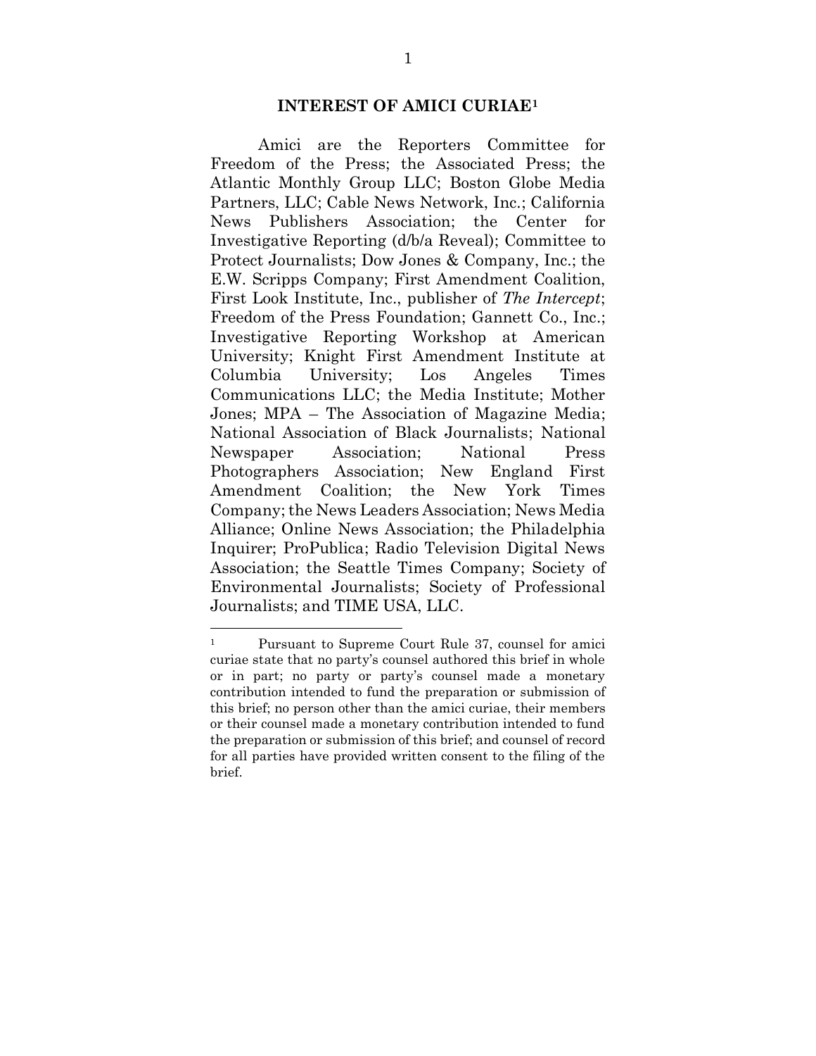## INTEREST OF AMICI CURIAE[1]

Amici are the Reporters Committee for Freedom of the Press; the Associated Press; the Atlantic Monthly Group LLC; Boston Globe Media Partners, LLC; Cable News Network, Inc.; California News Publishers Association; the Center for Investigative Reporting (d/b/a Reveal); Committee to Protect Journalists; Dow Jones & Company, Inc.; the E.W. Scripps Company; First Amendment Coalition, First Look Institute, Inc., publisher of *The Intercept*; Freedom of the Press Foundation; Gannett Co., Inc.; Investigative Reporting Workshop at American University; Knight First Amendment Institute at Columbia University; Los Angeles Times Communications LLC; the Media Institute; Mother Jones; MPA – The Association of Magazine Media; National Association of Black Journalists; National Newspaper Association; National Press Photographers Association; New England First Amendment Coalition; the New York Times Company; the News Leaders Association; News Media Alliance; Online News Association; the Philadelphia Inquirer; ProPublica; Radio Television Digital News Association; the Seattle Times Company; Society of Environmental Journalists; Society of Professional Journalists; and TIME USA, LLC.

---

[1] Pursuant to Supreme Court Rule 37, counsel for amici curiae state that no party's counsel authored this brief in whole or in part; no party or party's counsel made a monetary contribution intended to fund the preparation or submission of this brief; no person other than the amici curiae, their members or their counsel made a monetary contribution intended to fund the preparation or submission of this brief; and counsel of record for all parties have provided written consent to the filing of the brief.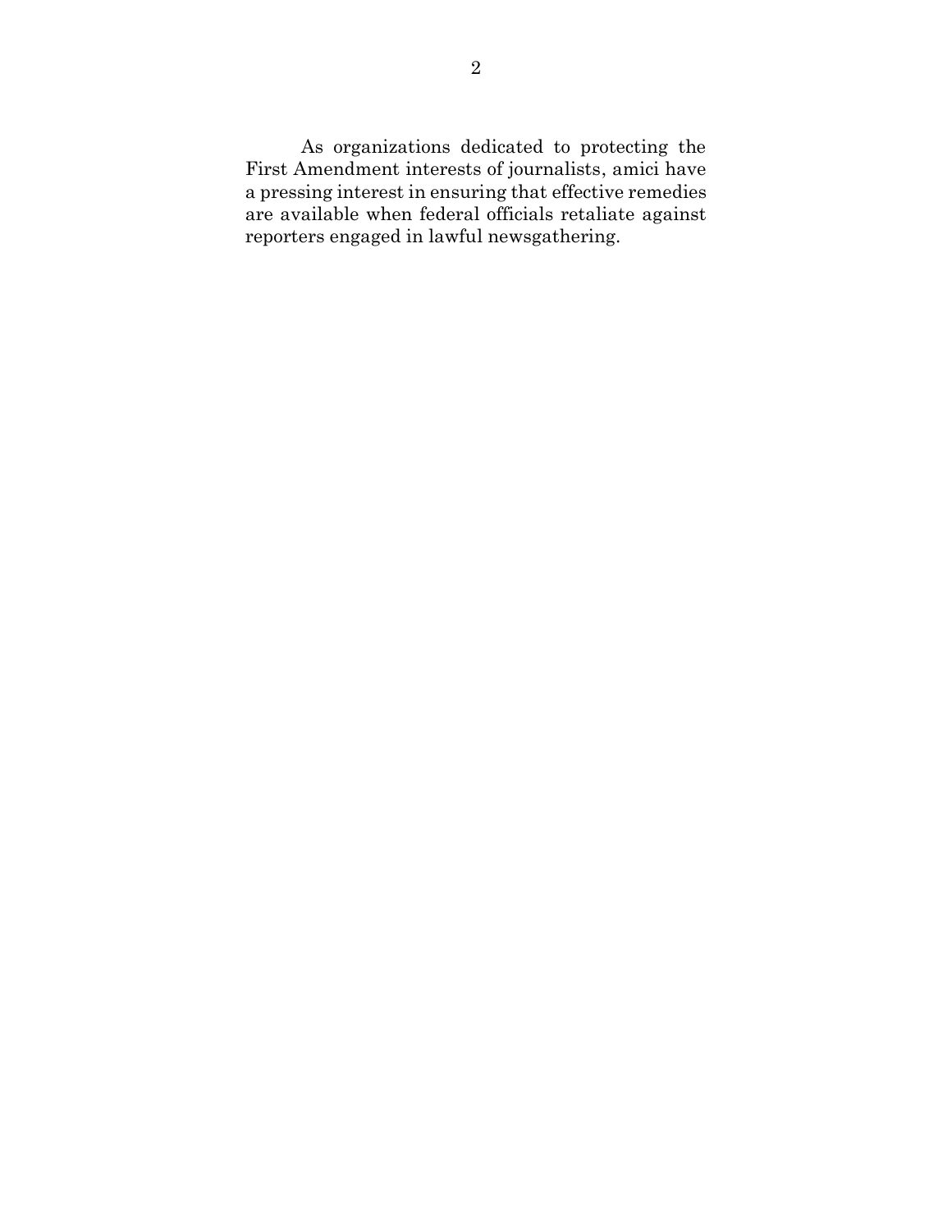As organizations dedicated to protecting the First Amendment interests of journalists, amici have a pressing interest in ensuring that effective remedies are available when federal officials retaliate against reporters engaged in lawful newsgathering.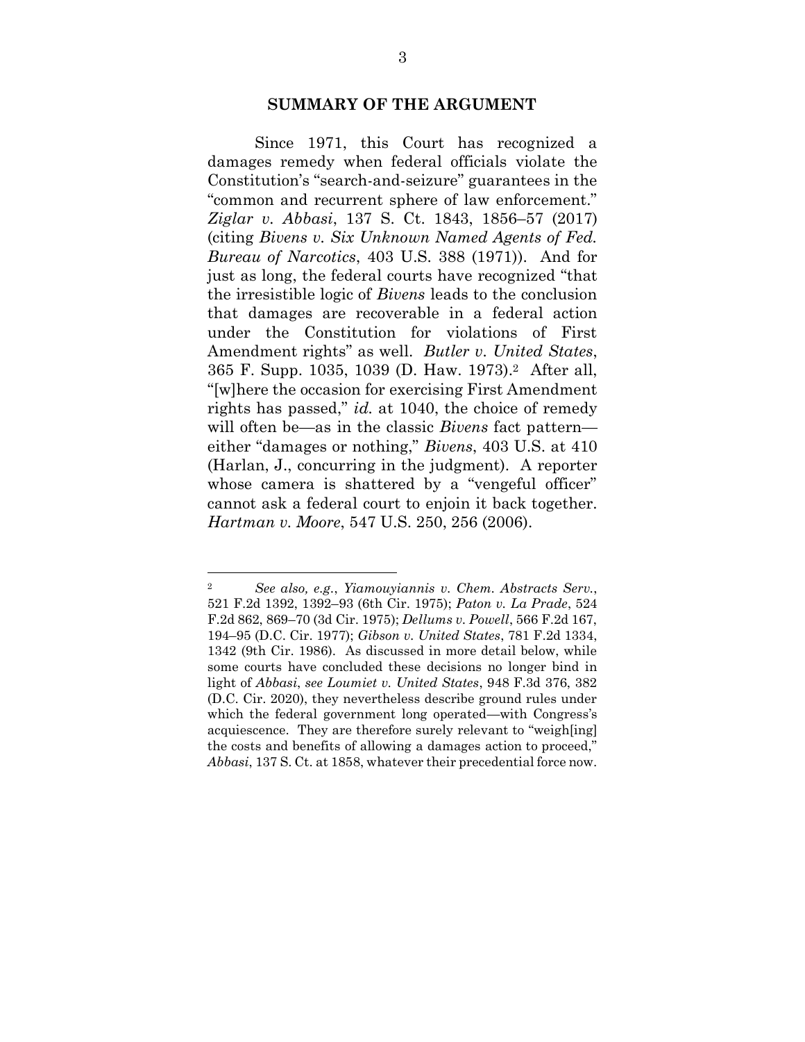## SUMMARY OF THE ARGUMENT

Since 1971, this Court has recognized a damages remedy when federal officials violate the Constitution's "search-and-seizure" guarantees in the "common and recurrent sphere of law enforcement." *Ziglar v. Abbasi*, 137 S. Ct. 1843, 1856–57 (2017) (citing *Bivens v. Six Unknown Named Agents of Fed. Bureau of Narcotics*, 403 U.S. 388 (1971)). And for just as long, the federal courts have recognized "that the irresistible logic of *Bivens* leads to the conclusion that damages are recoverable in a federal action under the Constitution for violations of First Amendment rights" as well. *Butler v. United States*, 365 F. Supp. 1035, 1039 (D. Haw. 1973).[2] After all, "[w]here the occasion for exercising First Amendment rights has passed," *id.* at 1040, the choice of remedy will often be—as in the classic *Bivens* fact pattern—either "damages or nothing," *Bivens*, 403 U.S. at 410 (Harlan, J., concurring in the judgment). A reporter whose camera is shattered by a "vengeful officer" cannot ask a federal court to enjoin it back together. *Hartman v. Moore*, 547 U.S. 250, 256 (2006).

---

[2] *See also, e.g.*, *Yiamouyiannis v. Chem. Abstracts Serv.*, 521 F.2d 1392, 1392–93 (6th Cir. 1975); *Paton v. La Prade*, 524 F.2d 862, 869–70 (3d Cir. 1975); *Dellums v. Powell*, 566 F.2d 167, 194–95 (D.C. Cir. 1977); *Gibson v. United States*, 781 F.2d 1334, 1342 (9th Cir. 1986). As discussed in more detail below, while some courts have concluded these decisions no longer bind in light of *Abbasi*, *see Loumiet v. United States*, 948 F.3d 376, 382 (D.C. Cir. 2020), they nevertheless describe ground rules under which the federal government long operated—with Congress's acquiescence. They are therefore surely relevant to "weigh[ing] the costs and benefits of allowing a damages action to proceed," *Abbasi*, 137 S. Ct. at 1858, whatever their precedential force now.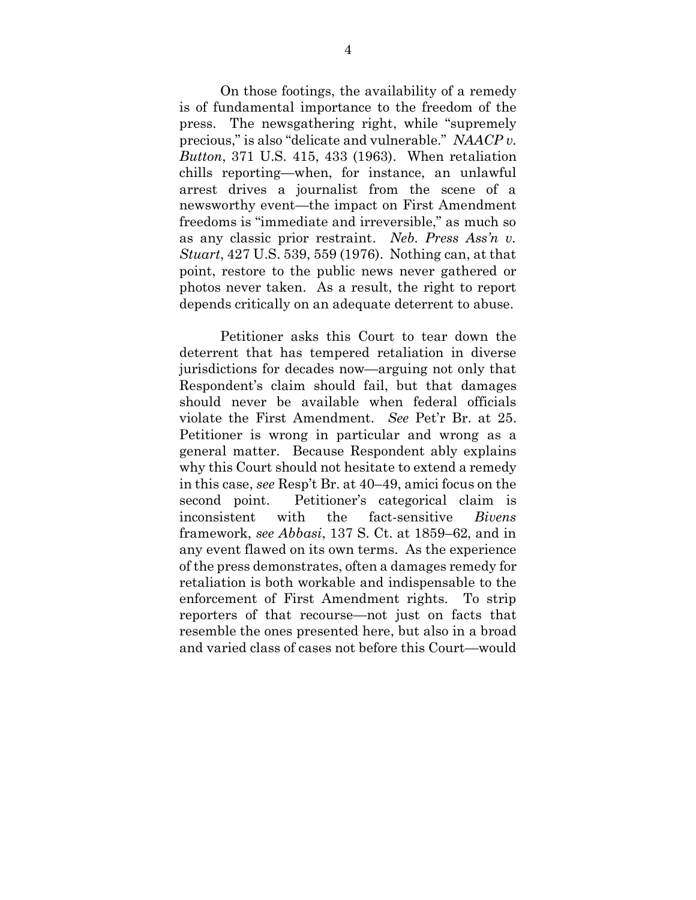On those footings, the availability of a remedy is of fundamental importance to the freedom of the press. The newsgathering right, while "supremely precious," is also "delicate and vulnerable." *NAACP v. Button*, 371 U.S. 415, 433 (1963). When retaliation chills reporting—when, for instance, an unlawful arrest drives a journalist from the scene of a newsworthy event—the impact on First Amendment freedoms is "immediate and irreversible," as much so as any classic prior restraint. *Neb. Press Ass'n v. Stuart*, 427 U.S. 539, 559 (1976). Nothing can, at that point, restore to the public news never gathered or photos never taken. As a result, the right to report depends critically on an adequate deterrent to abuse.

Petitioner asks this Court to tear down the deterrent that has tempered retaliation in diverse jurisdictions for decades now—arguing not only that Respondent's claim should fail, but that damages should never be available when federal officials violate the First Amendment. *See* Pet'r Br. at 25. Petitioner is wrong in particular and wrong as a general matter. Because Respondent ably explains why this Court should not hesitate to extend a remedy in this case, *see* Resp't Br. at 40–49, amici focus on the second point. Petitioner's categorical claim is inconsistent with the fact-sensitive *Bivens* framework, *see Abbasi*, 137 S. Ct. at 1859–62, and in any event flawed on its own terms. As the experience of the press demonstrates, often a damages remedy for retaliation is both workable and indispensable to the enforcement of First Amendment rights. To strip reporters of that recourse—not just on facts that resemble the ones presented here, but also in a broad and varied class of cases not before this Court—would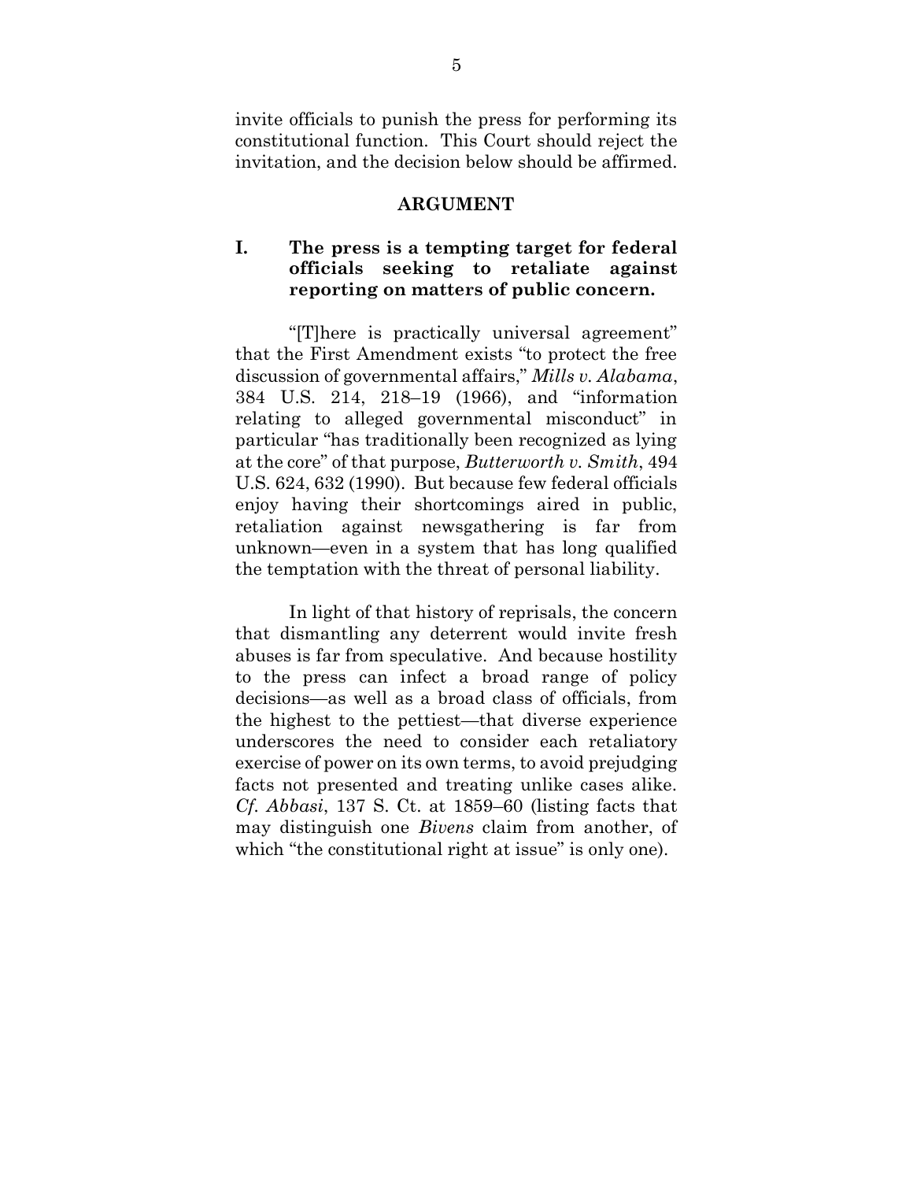invite officials to punish the press for performing its constitutional function. This Court should reject the invitation, and the decision below should be affirmed.

## ARGUMENT

### I. The press is a tempting target for federal officials seeking to retaliate against reporting on matters of public concern.

"[T]here is practically universal agreement" that the First Amendment exists "to protect the free discussion of governmental affairs," *Mills v. Alabama*, 384 U.S. 214, 218–19 (1966), and "information relating to alleged governmental misconduct" in particular "has traditionally been recognized as lying at the core" of that purpose, *Butterworth v. Smith*, 494 U.S. 624, 632 (1990). But because few federal officials enjoy having their shortcomings aired in public, retaliation against newsgathering is far from unknown—even in a system that has long qualified the temptation with the threat of personal liability.

In light of that history of reprisals, the concern that dismantling any deterrent would invite fresh abuses is far from speculative. And because hostility to the press can infect a broad range of policy decisions—as well as a broad class of officials, from the highest to the pettiest—that diverse experience underscores the need to consider each retaliatory exercise of power on its own terms, to avoid prejudging facts not presented and treating unlike cases alike. *Cf. Abbasi*, 137 S. Ct. at 1859–60 (listing facts that may distinguish one *Bivens* claim from another, of which "the constitutional right at issue" is only one).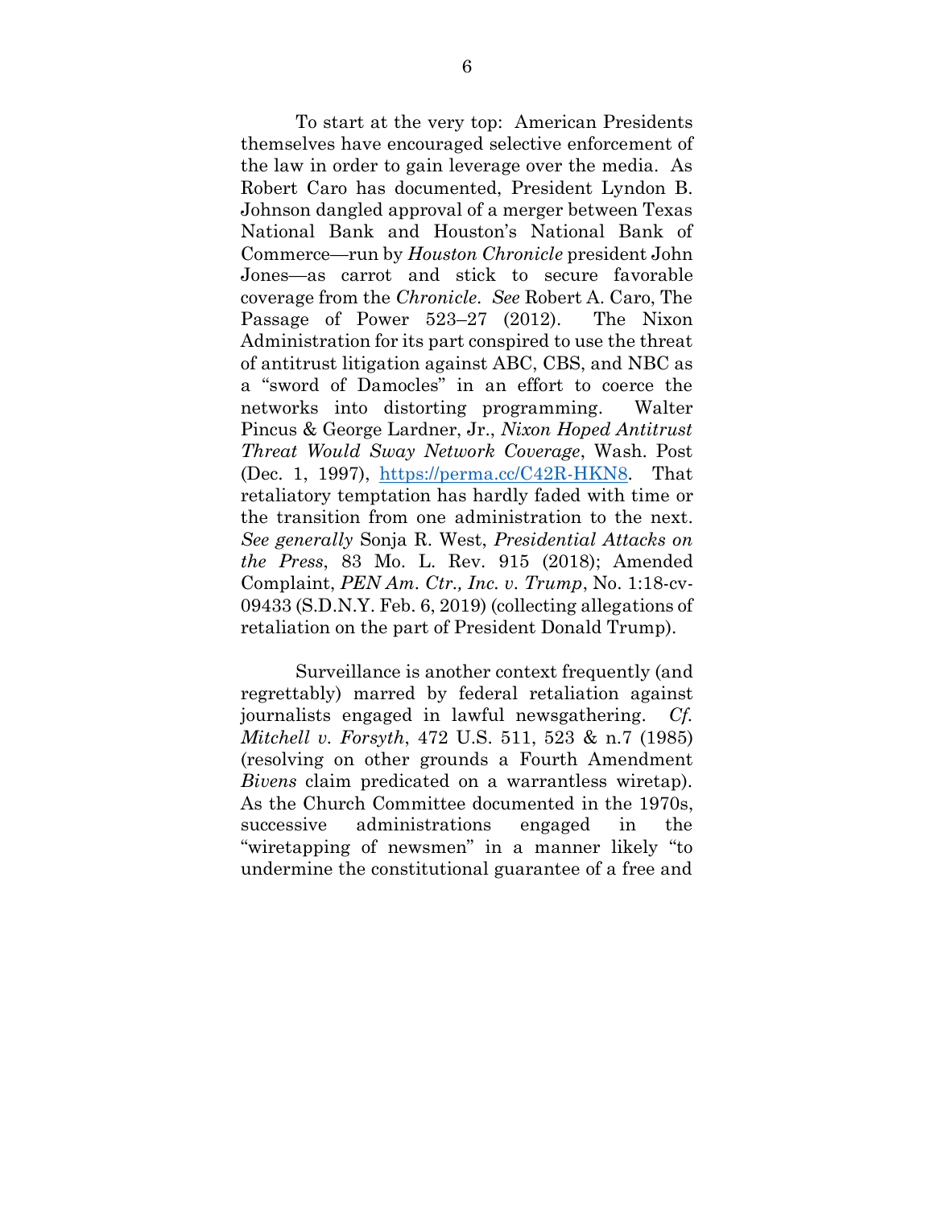To start at the very top: American Presidents themselves have encouraged selective enforcement of the law in order to gain leverage over the media. As Robert Caro has documented, President Lyndon B. Johnson dangled approval of a merger between Texas National Bank and Houston's National Bank of Commerce—run by *Houston Chronicle* president John Jones—as carrot and stick to secure favorable coverage from the *Chronicle*. *See* Robert A. Caro, The Passage of Power 523–27 (2012). The Nixon Administration for its part conspired to use the threat of antitrust litigation against ABC, CBS, and NBC as a "sword of Damocles" in an effort to coerce the networks into distorting programming. Walter Pincus & George Lardner, Jr., *Nixon Hoped Antitrust Threat Would Sway Network Coverage*, Wash. Post (Dec. 1, 1997), [https://perma.cc/C42R-HKN8](https://perma.cc/C42R-HKN8). That retaliatory temptation has hardly faded with time or the transition from one administration to the next. *See generally* Sonja R. West, *Presidential Attacks on the Press*, 83 Mo. L. Rev. 915 (2018); Amended Complaint, *PEN Am. Ctr., Inc. v. Trump*, No. 1:18-cv-09433 (S.D.N.Y. Feb. 6, 2019) (collecting allegations of retaliation on the part of President Donald Trump).

Surveillance is another context frequently (and regrettably) marred by federal retaliation against journalists engaged in lawful newsgathering. *Cf. Mitchell v. Forsyth*, 472 U.S. 511, 523 & n.7 (1985) (resolving on other grounds a Fourth Amendment *Bivens* claim predicated on a warrantless wiretap). As the Church Committee documented in the 1970s, successive administrations engaged in the "wiretapping of newsmen" in a manner likely "to undermine the constitutional guarantee of a free and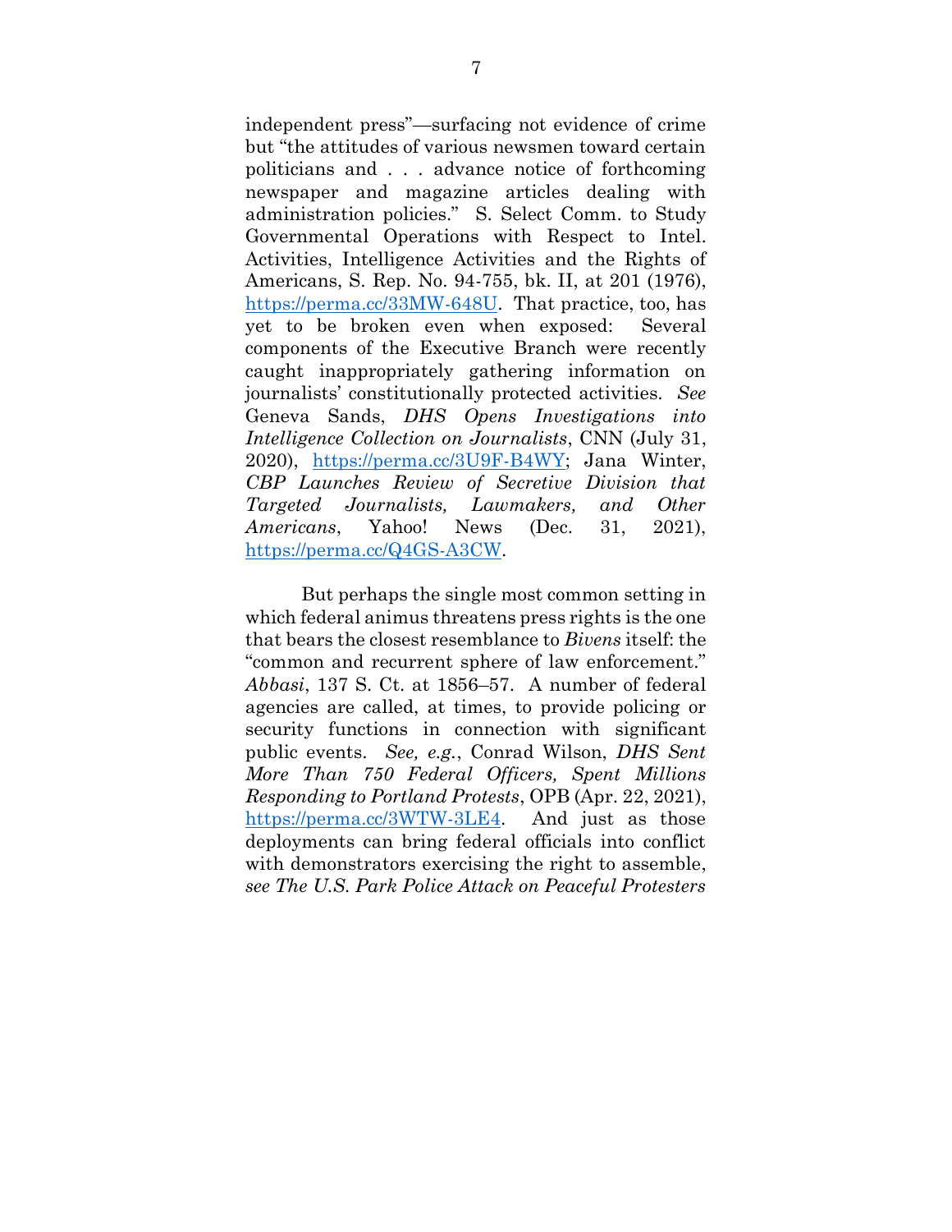independent press"—surfacing not evidence of crime but "the attitudes of various newsmen toward certain politicians and . . . advance notice of forthcoming newspaper and magazine articles dealing with administration policies." S. Select Comm. to Study Governmental Operations with Respect to Intel. Activities, Intelligence Activities and the Rights of Americans, S. Rep. No. 94-755, bk. II, at 201 (1976), https://perma.cc/33MW-648U. That practice, too, has yet to be broken even when exposed: Several components of the Executive Branch were recently caught inappropriately gathering information on journalists' constitutionally protected activities. *See* Geneva Sands, *DHS Opens Investigations into Intelligence Collection on Journalists*, CNN (July 31, 2020), https://perma.cc/3U9F-B4WY; Jana Winter, *CBP Launches Review of Secretive Division that Targeted Journalists, Lawmakers, and Other Americans*, Yahoo! News (Dec. 31, 2021), https://perma.cc/Q4GS-A3CW.

But perhaps the single most common setting in which federal animus threatens press rights is the one that bears the closest resemblance to *Bivens* itself: the "common and recurrent sphere of law enforcement." *Abbasi*, 137 S. Ct. at 1856–57. A number of federal agencies are called, at times, to provide policing or security functions in connection with significant public events. *See, e.g.*, Conrad Wilson, *DHS Sent More Than 750 Federal Officers, Spent Millions Responding to Portland Protests*, OPB (Apr. 22, 2021), https://perma.cc/3WTW-3LE4. And just as those deployments can bring federal officials into conflict with demonstrators exercising the right to assemble, *see The U.S. Park Police Attack on Peaceful Protesters*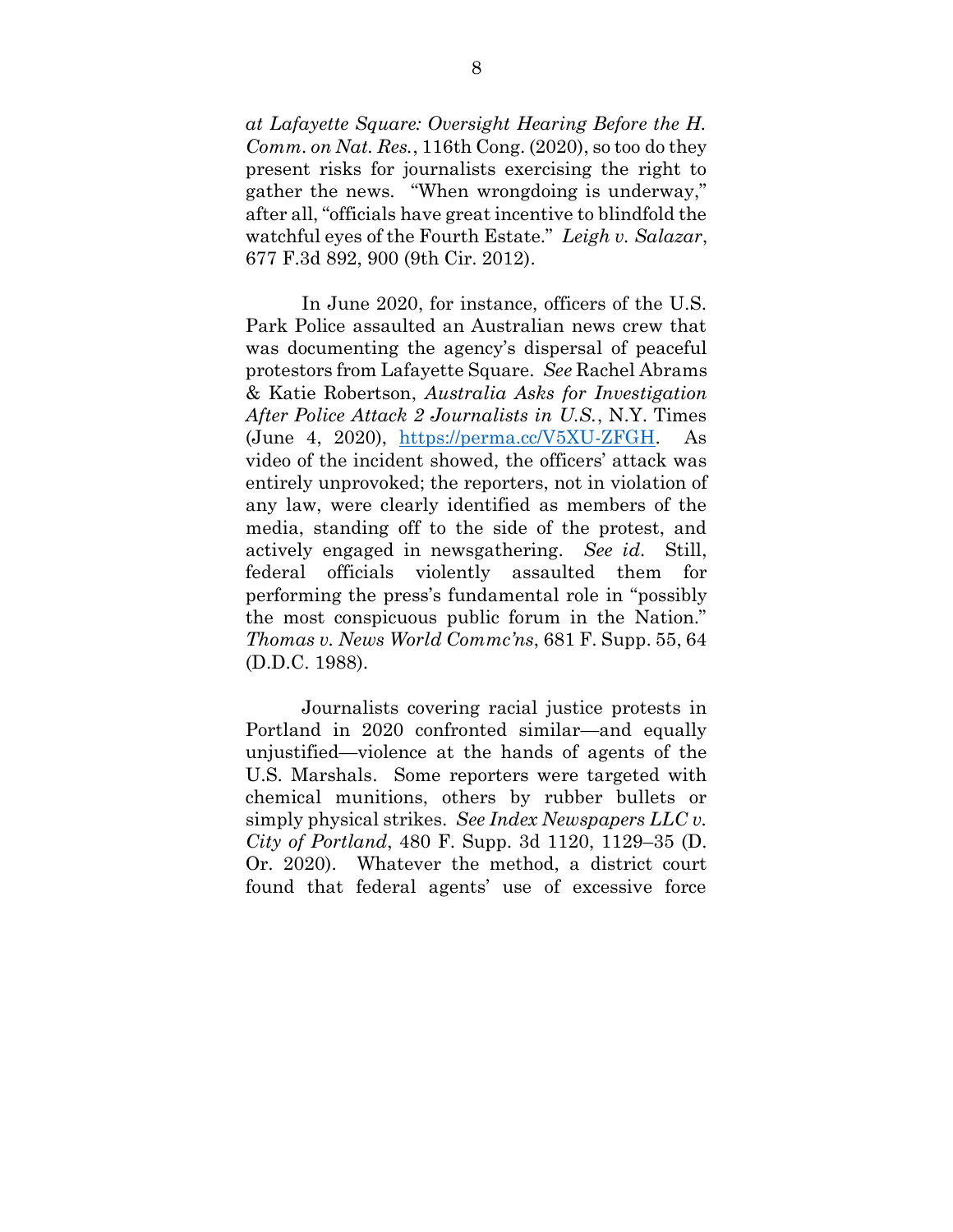*at Lafayette Square: Oversight Hearing Before the H. Comm. on Nat. Res.*, 116th Cong. (2020), so too do they present risks for journalists exercising the right to gather the news. "When wrongdoing is underway," after all, "officials have great incentive to blindfold the watchful eyes of the Fourth Estate." *Leigh v. Salazar*, 677 F.3d 892, 900 (9th Cir. 2012).

In June 2020, for instance, officers of the U.S. Park Police assaulted an Australian news crew that was documenting the agency's dispersal of peaceful protestors from Lafayette Square. *See* Rachel Abrams & Katie Robertson, *Australia Asks for Investigation After Police Attack 2 Journalists in U.S.*, N.Y. Times (June 4, 2020), https://perma.cc/V5XU-ZFGH. As video of the incident showed, the officers' attack was entirely unprovoked; the reporters, not in violation of any law, were clearly identified as members of the media, standing off to the side of the protest, and actively engaged in newsgathering. *See id.* Still, federal officials violently assaulted them for performing the press's fundamental role in "possibly the most conspicuous public forum in the Nation." *Thomas v. News World Commc'ns*, 681 F. Supp. 55, 64 (D.D.C. 1988).

Journalists covering racial justice protests in Portland in 2020 confronted similar—and equally unjustified—violence at the hands of agents of the U.S. Marshals. Some reporters were targeted with chemical munitions, others by rubber bullets or simply physical strikes. *See Index Newspapers LLC v. City of Portland*, 480 F. Supp. 3d 1120, 1129–35 (D. Or. 2020). Whatever the method, a district court found that federal agents' use of excessive force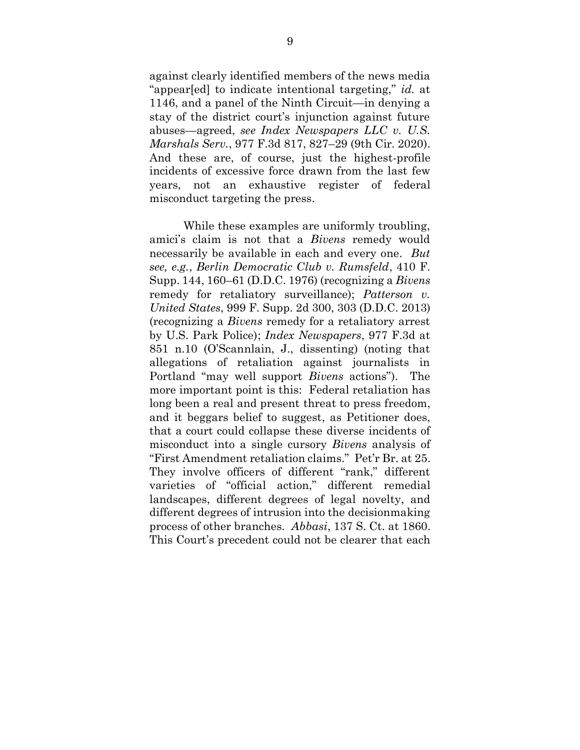against clearly identified members of the news media "appear[ed] to indicate intentional targeting," *id.* at 1146, and a panel of the Ninth Circuit—in denying a stay of the district court's injunction against future abuses—agreed, *see Index Newspapers LLC v. U.S. Marshals Serv.*, 977 F.3d 817, 827–29 (9th Cir. 2020). And these are, of course, just the highest-profile incidents of excessive force drawn from the last few years, not an exhaustive register of federal misconduct targeting the press.

While these examples are uniformly troubling, amici's claim is not that a *Bivens* remedy would necessarily be available in each and every one. *But see, e.g.*, *Berlin Democratic Club v. Rumsfeld*, 410 F. Supp. 144, 160–61 (D.D.C. 1976) (recognizing a *Bivens* remedy for retaliatory surveillance); *Patterson v. United States*, 999 F. Supp. 2d 300, 303 (D.D.C. 2013) (recognizing a *Bivens* remedy for a retaliatory arrest by U.S. Park Police); *Index Newspapers*, 977 F.3d at 851 n.10 (O'Scannlain, J., dissenting) (noting that allegations of retaliation against journalists in Portland "may well support *Bivens* actions"). The more important point is this: Federal retaliation has long been a real and present threat to press freedom, and it beggars belief to suggest, as Petitioner does, that a court could collapse these diverse incidents of misconduct into a single cursory *Bivens* analysis of "First Amendment retaliation claims." Pet'r Br. at 25. They involve officers of different "rank," different varieties of "official action," different remedial landscapes, different degrees of legal novelty, and different degrees of intrusion into the decisionmaking process of other branches. *Abbasi*, 137 S. Ct. at 1860. This Court's precedent could not be clearer that each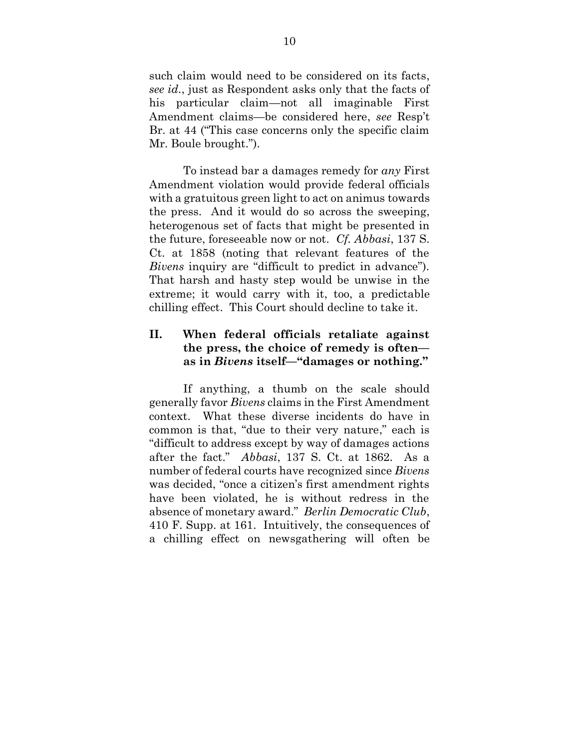such claim would need to be considered on its facts, *see id.*, just as Respondent asks only that the facts of his particular claim—not all imaginable First Amendment claims—be considered here, *see* Resp't Br. at 44 ("This case concerns only the specific claim Mr. Boule brought.").

To instead bar a damages remedy for *any* First Amendment violation would provide federal officials with a gratuitous green light to act on animus towards the press. And it would do so across the sweeping, heterogenous set of facts that might be presented in the future, foreseeable now or not. *Cf. Abbasi*, 137 S. Ct. at 1858 (noting that relevant features of the *Bivens* inquiry are "difficult to predict in advance"). That harsh and hasty step would be unwise in the extreme; it would carry with it, too, a predictable chilling effect. This Court should decline to take it.

## II. When federal officials retaliate against the press, the choice of remedy is often—as in *Bivens* itself—"damages or nothing."

If anything, a thumb on the scale should generally favor *Bivens* claims in the First Amendment context. What these diverse incidents do have in common is that, "due to their very nature," each is "difficult to address except by way of damages actions after the fact." *Abbasi*, 137 S. Ct. at 1862. As a number of federal courts have recognized since *Bivens* was decided, "once a citizen's first amendment rights have been violated, he is without redress in the absence of monetary award." *Berlin Democratic Club*, 410 F. Supp. at 161. Intuitively, the consequences of a chilling effect on newsgathering will often be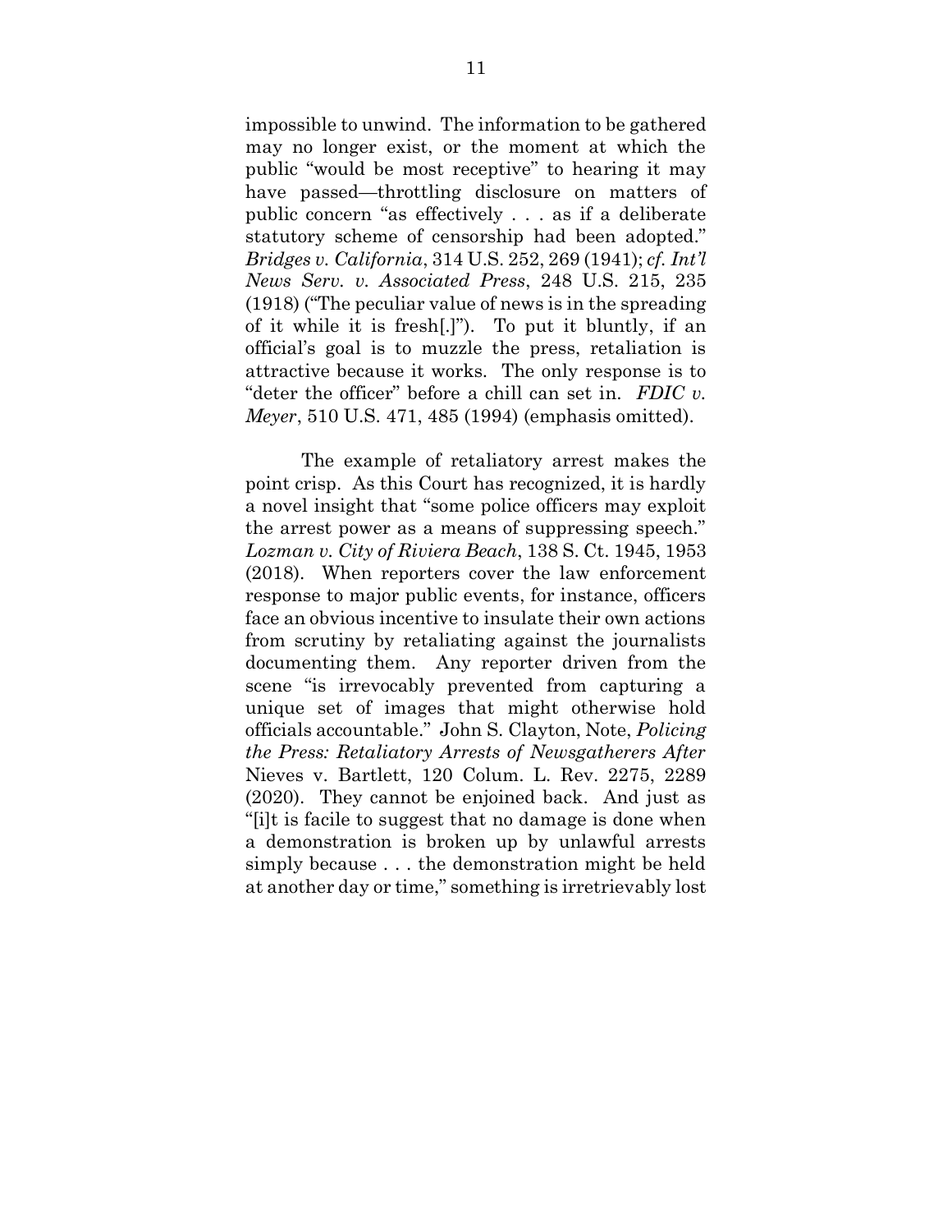impossible to unwind. The information to be gathered may no longer exist, or the moment at which the public "would be most receptive" to hearing it may have passed—throttling disclosure on matters of public concern "as effectively . . . as if a deliberate statutory scheme of censorship had been adopted." *Bridges v. California*, 314 U.S. 252, 269 (1941); *cf. Int'l News Serv. v. Associated Press*, 248 U.S. 215, 235 (1918) ("The peculiar value of news is in the spreading of it while it is fresh[.]"). To put it bluntly, if an official's goal is to muzzle the press, retaliation is attractive because it works. The only response is to "deter the officer" before a chill can set in. *FDIC v. Meyer*, 510 U.S. 471, 485 (1994) (emphasis omitted).

The example of retaliatory arrest makes the point crisp. As this Court has recognized, it is hardly a novel insight that "some police officers may exploit the arrest power as a means of suppressing speech." *Lozman v. City of Riviera Beach*, 138 S. Ct. 1945, 1953 (2018). When reporters cover the law enforcement response to major public events, for instance, officers face an obvious incentive to insulate their own actions from scrutiny by retaliating against the journalists documenting them. Any reporter driven from the scene "is irrevocably prevented from capturing a unique set of images that might otherwise hold officials accountable." John S. Clayton, Note, *Policing the Press: Retaliatory Arrests of Newsgatherers After* Nieves v. Bartlett, 120 Colum. L. Rev. 2275, 2289 (2020). They cannot be enjoined back. And just as "[i]t is facile to suggest that no damage is done when a demonstration is broken up by unlawful arrests simply because . . . the demonstration might be held at another day or time," something is irretrievably lost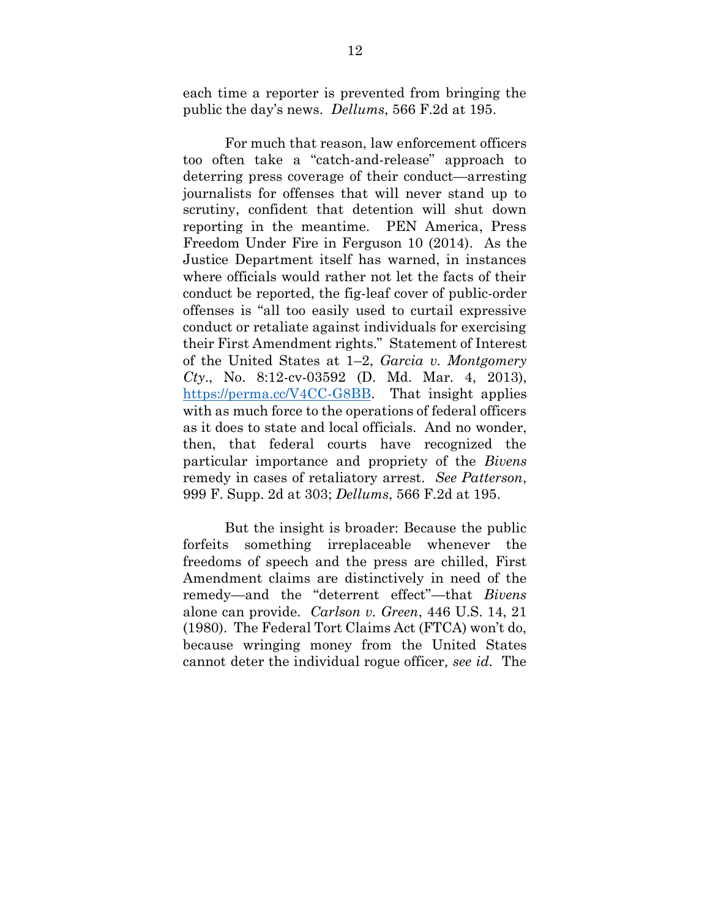each time a reporter is prevented from bringing the public the day's news. *Dellums*, 566 F.2d at 195.

For much that reason, law enforcement officers too often take a "catch-and-release" approach to deterring press coverage of their conduct—arresting journalists for offenses that will never stand up to scrutiny, confident that detention will shut down reporting in the meantime. PEN America, Press Freedom Under Fire in Ferguson 10 (2014). As the Justice Department itself has warned, in instances where officials would rather not let the facts of their conduct be reported, the fig-leaf cover of public-order offenses is "all too easily used to curtail expressive conduct or retaliate against individuals for exercising their First Amendment rights." Statement of Interest of the United States at 1–2, *Garcia v. Montgomery Cty.*, No. 8:12-cv-03592 (D. Md. Mar. 4, 2013), https://perma.cc/V4CC-G8BB. That insight applies with as much force to the operations of federal officers as it does to state and local officials. And no wonder, then, that federal courts have recognized the particular importance and propriety of the *Bivens* remedy in cases of retaliatory arrest. *See Patterson*, 999 F. Supp. 2d at 303; *Dellums*, 566 F.2d at 195.

But the insight is broader: Because the public forfeits something irreplaceable whenever the freedoms of speech and the press are chilled, First Amendment claims are distinctively in need of the remedy—and the "deterrent effect"—that *Bivens* alone can provide. *Carlson v. Green*, 446 U.S. 14, 21 (1980). The Federal Tort Claims Act (FTCA) won't do, because wringing money from the United States cannot deter the individual rogue officer*, see id.* The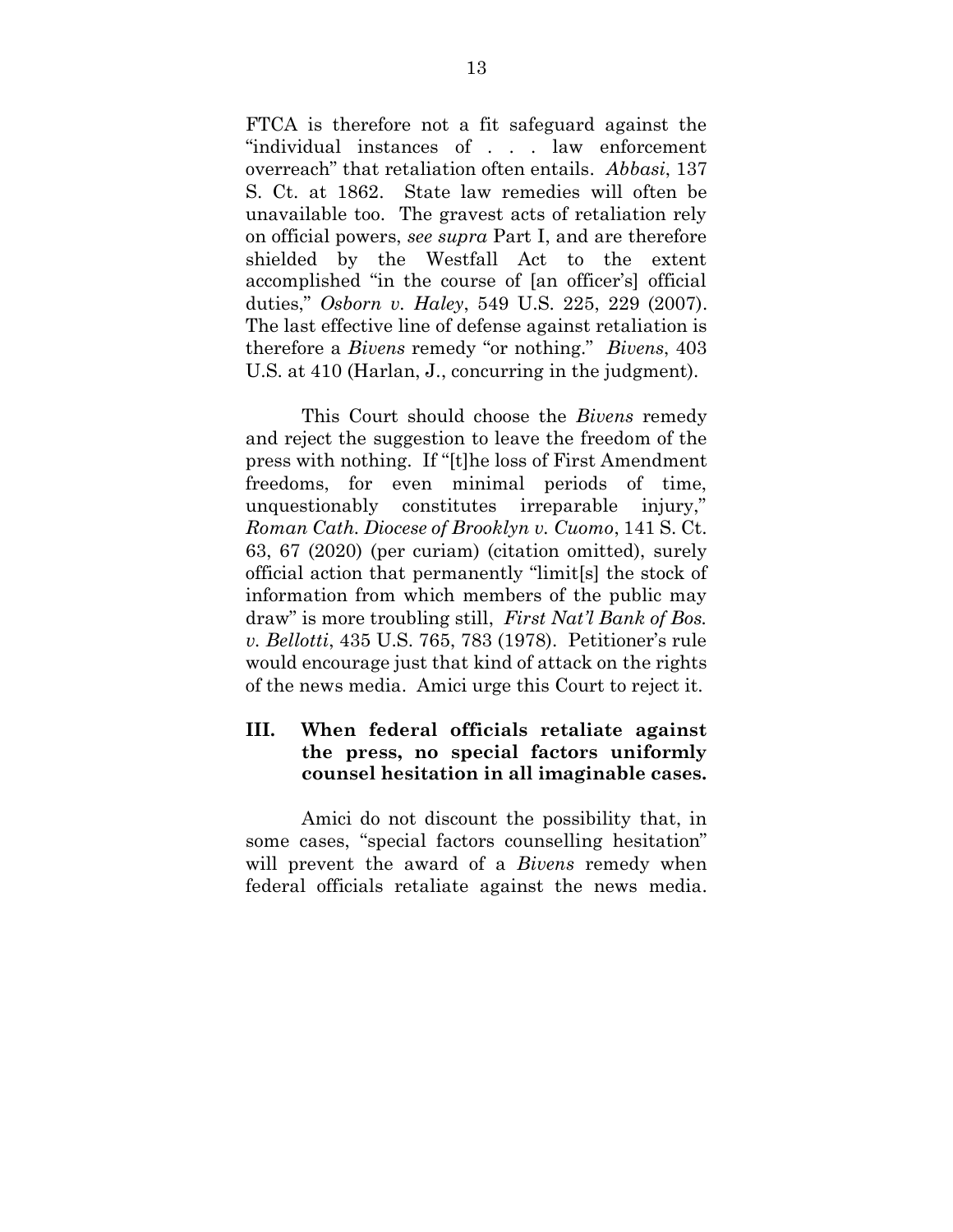FTCA is therefore not a fit safeguard against the "individual instances of . . . law enforcement overreach" that retaliation often entails. *Abbasi*, 137 S. Ct. at 1862. State law remedies will often be unavailable too. The gravest acts of retaliation rely on official powers, *see supra* Part I, and are therefore shielded by the Westfall Act to the extent accomplished "in the course of [an officer's] official duties," *Osborn v. Haley*, 549 U.S. 225, 229 (2007). The last effective line of defense against retaliation is therefore a *Bivens* remedy "or nothing." *Bivens*, 403 U.S. at 410 (Harlan, J., concurring in the judgment).

This Court should choose the *Bivens* remedy and reject the suggestion to leave the freedom of the press with nothing. If "[t]he loss of First Amendment freedoms, for even minimal periods of time, unquestionably constitutes irreparable injury," *Roman Cath. Diocese of Brooklyn v. Cuomo*, 141 S. Ct. 63, 67 (2020) (per curiam) (citation omitted), surely official action that permanently "limit[s] the stock of information from which members of the public may draw" is more troubling still, *First Nat'l Bank of Bos. v. Bellotti*, 435 U.S. 765, 783 (1978). Petitioner's rule would encourage just that kind of attack on the rights of the news media. Amici urge this Court to reject it.

## III. When federal officials retaliate against the press, no special factors uniformly counsel hesitation in all imaginable cases.

Amici do not discount the possibility that, in some cases, "special factors counselling hesitation" will prevent the award of a *Bivens* remedy when federal officials retaliate against the news media.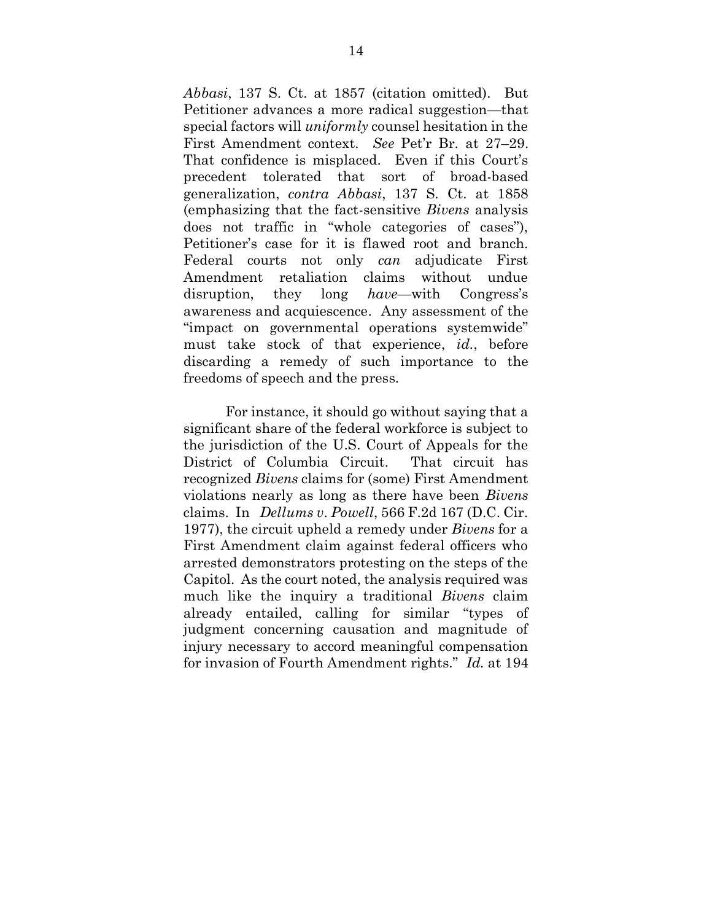*Abbasi*, 137 S. Ct. at 1857 (citation omitted). But Petitioner advances a more radical suggestion—that special factors will *uniformly* counsel hesitation in the First Amendment context. *See* Pet'r Br. at 27–29. That confidence is misplaced. Even if this Court's precedent tolerated that sort of broad-based generalization, *contra Abbasi*, 137 S. Ct. at 1858 (emphasizing that the fact-sensitive *Bivens* analysis does not traffic in "whole categories of cases"), Petitioner's case for it is flawed root and branch. Federal courts not only *can* adjudicate First Amendment retaliation claims without undue disruption, they long *have*—with Congress's awareness and acquiescence. Any assessment of the "impact on governmental operations systemwide" must take stock of that experience, *id.*, before discarding a remedy of such importance to the freedoms of speech and the press.

For instance, it should go without saying that a significant share of the federal workforce is subject to the jurisdiction of the U.S. Court of Appeals for the District of Columbia Circuit. That circuit has recognized *Bivens* claims for (some) First Amendment violations nearly as long as there have been *Bivens* claims. In *Dellums v. Powell*, 566 F.2d 167 (D.C. Cir. 1977), the circuit upheld a remedy under *Bivens* for a First Amendment claim against federal officers who arrested demonstrators protesting on the steps of the Capitol. As the court noted, the analysis required was much like the inquiry a traditional *Bivens* claim already entailed, calling for similar "types of judgment concerning causation and magnitude of injury necessary to accord meaningful compensation for invasion of Fourth Amendment rights." *Id.* at 194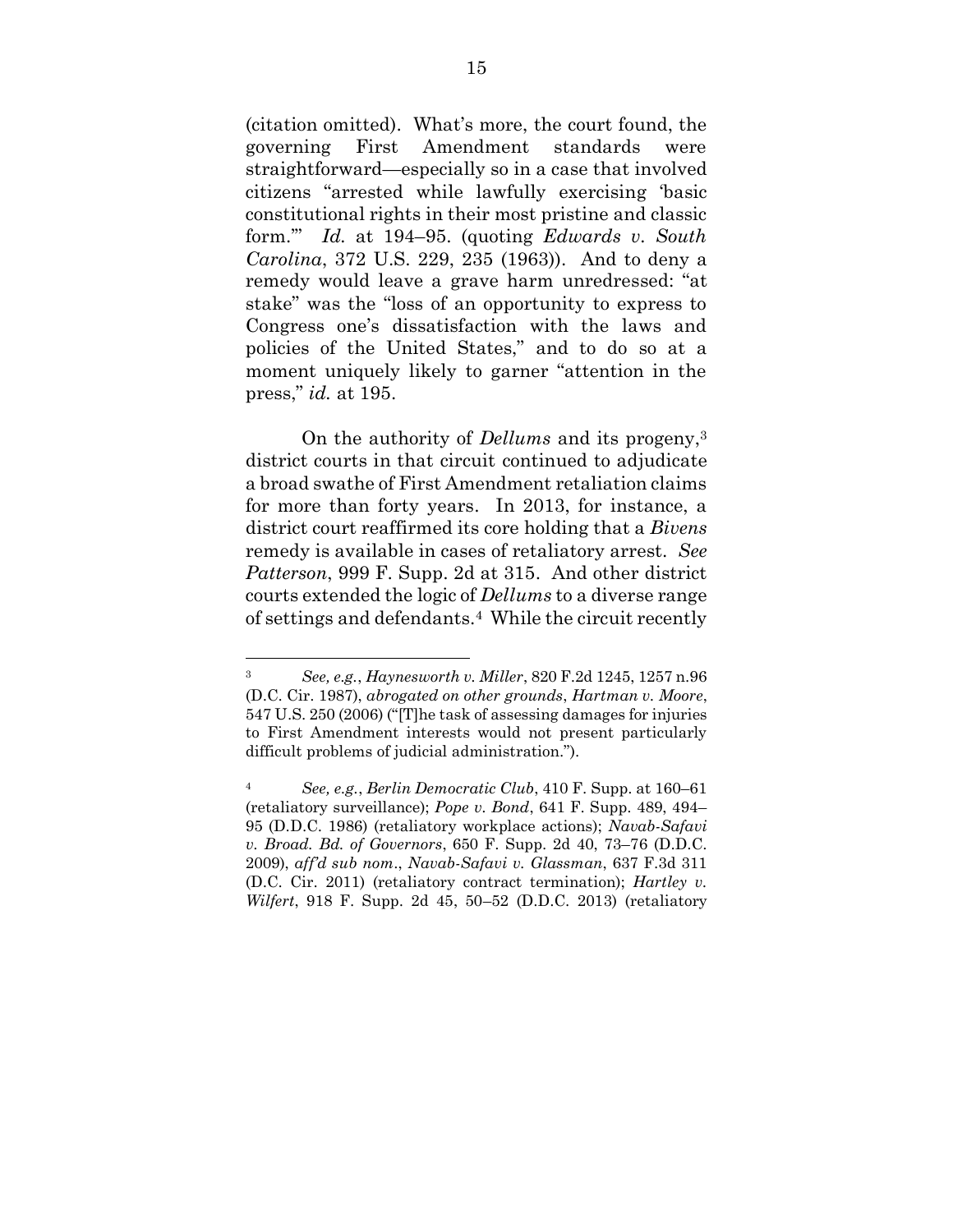(citation omitted). What's more, the court found, the governing First Amendment standards were straightforward—especially so in a case that involved citizens "arrested while lawfully exercising 'basic constitutional rights in their most pristine and classic form.'" *Id.* at 194–95. (quoting *Edwards v. South Carolina*, 372 U.S. 229, 235 (1963)). And to deny a remedy would leave a grave harm unredressed: "at stake" was the "loss of an opportunity to express to Congress one's dissatisfaction with the laws and policies of the United States," and to do so at a moment uniquely likely to garner "attention in the press," *id.* at 195.

On the authority of *Dellums* and its progeny,[3] district courts in that circuit continued to adjudicate a broad swathe of First Amendment retaliation claims for more than forty years. In 2013, for instance, a district court reaffirmed its core holding that a *Bivens* remedy is available in cases of retaliatory arrest. *See Patterson*, 999 F. Supp. 2d at 315. And other district courts extended the logic of *Dellums* to a diverse range of settings and defendants.[4] While the circuit recently

---

[3] *See, e.g.*, *Haynesworth v. Miller*, 820 F.2d 1245, 1257 n.96 (D.C. Cir. 1987), *abrogated on other grounds*, *Hartman v. Moore*, 547 U.S. 250 (2006) ("[T]he task of assessing damages for injuries to First Amendment interests would not present particularly difficult problems of judicial administration.").

[4] *See, e.g.*, *Berlin Democratic Club*, 410 F. Supp. at 160–61 (retaliatory surveillance); *Pope v. Bond*, 641 F. Supp. 489, 494–95 (D.D.C. 1986) (retaliatory workplace actions); *Navab-Safavi v. Broad. Bd. of Governors*, 650 F. Supp. 2d 40, 73–76 (D.D.C. 2009), *aff'd sub nom.*, *Navab-Safavi v. Glassman*, 637 F.3d 311 (D.C. Cir. 2011) (retaliatory contract termination); *Hartley v. Wilfert*, 918 F. Supp. 2d 45, 50–52 (D.D.C. 2013) (retaliatory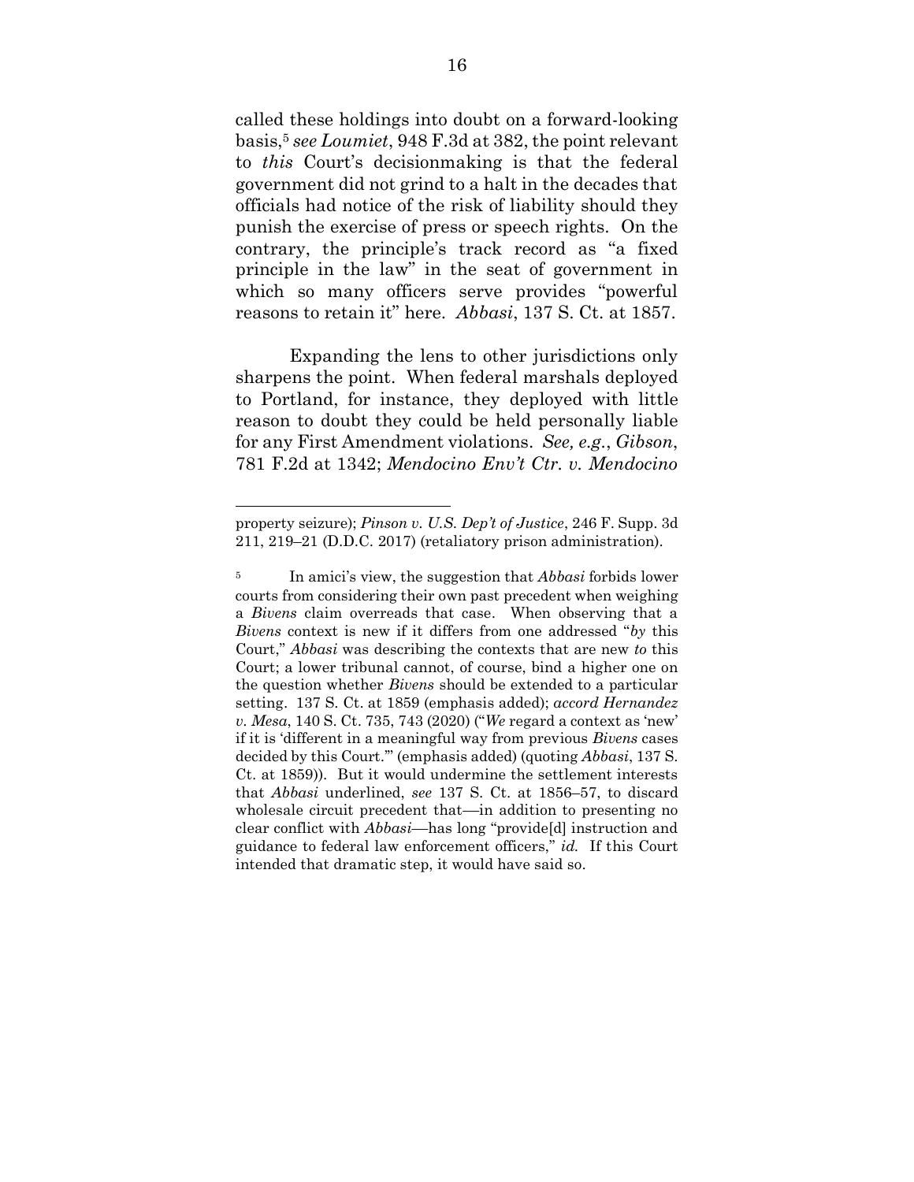called these holdings into doubt on a forward-looking basis,[5] *see Loumiet*, 948 F.3d at 382, the point relevant to *this* Court's decisionmaking is that the federal government did not grind to a halt in the decades that officials had notice of the risk of liability should they punish the exercise of press or speech rights. On the contrary, the principle's track record as "a fixed principle in the law" in the seat of government in which so many officers serve provides "powerful reasons to retain it" here. *Abbasi*, 137 S. Ct. at 1857.

Expanding the lens to other jurisdictions only sharpens the point. When federal marshals deployed to Portland, for instance, they deployed with little reason to doubt they could be held personally liable for any First Amendment violations. *See, e.g.*, *Gibson*, 781 F.2d at 1342; *Mendocino Env't Ctr. v. Mendocino*

---

property seizure); *Pinson v. U.S. Dep't of Justice*, 246 F. Supp. 3d 211, 219–21 (D.D.C. 2017) (retaliatory prison administration).

[5] In amici's view, the suggestion that *Abbasi* forbids lower courts from considering their own past precedent when weighing a *Bivens* claim overreads that case. When observing that a *Bivens* context is new if it differs from one addressed "*by* this Court," *Abbasi* was describing the contexts that are new *to* this Court; a lower tribunal cannot, of course, bind a higher one on the question whether *Bivens* should be extended to a particular setting. 137 S. Ct. at 1859 (emphasis added); *accord Hernandez v. Mesa*, 140 S. Ct. 735, 743 (2020) ("*We* regard a context as 'new' if it is 'different in a meaningful way from previous *Bivens* cases decided by this Court.'" (emphasis added) (quoting *Abbasi*, 137 S. Ct. at 1859)). But it would undermine the settlement interests that *Abbasi* underlined, *see* 137 S. Ct. at 1856–57, to discard wholesale circuit precedent that—in addition to presenting no clear conflict with *Abbasi*—has long "provide[d] instruction and guidance to federal law enforcement officers," *id.* If this Court intended that dramatic step, it would have said so.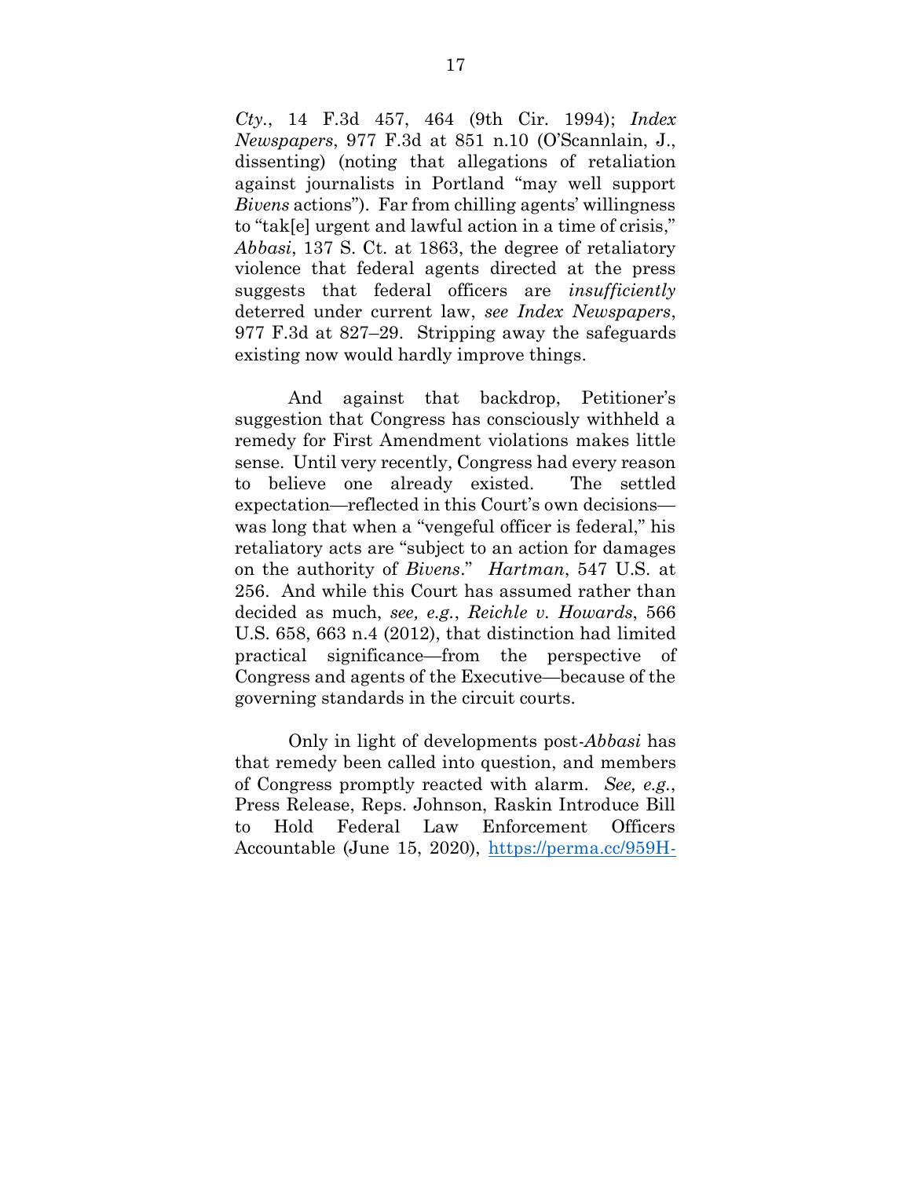*Cty.*, 14 F.3d 457, 464 (9th Cir. 1994); *Index Newspapers*, 977 F.3d at 851 n.10 (O'Scannlain, J., dissenting) (noting that allegations of retaliation against journalists in Portland "may well support *Bivens* actions"). Far from chilling agents' willingness to "tak[e] urgent and lawful action in a time of crisis," *Abbasi*, 137 S. Ct. at 1863, the degree of retaliatory violence that federal agents directed at the press suggests that federal officers are *insufficiently* deterred under current law, *see Index Newspapers*, 977 F.3d at 827–29. Stripping away the safeguards existing now would hardly improve things.

And against that backdrop, Petitioner's suggestion that Congress has consciously withheld a remedy for First Amendment violations makes little sense. Until very recently, Congress had every reason to believe one already existed. The settled expectation—reflected in this Court's own decisions—was long that when a "vengeful officer is federal," his retaliatory acts are "subject to an action for damages on the authority of *Bivens*." *Hartman*, 547 U.S. at 256. And while this Court has assumed rather than decided as much, *see, e.g.*, *Reichle v. Howards*, 566 U.S. 658, 663 n.4 (2012), that distinction had limited practical significance—from the perspective of Congress and agents of the Executive—because of the governing standards in the circuit courts.

Only in light of developments post-*Abbasi* has that remedy been called into question, and members of Congress promptly reacted with alarm. *See, e.g.*, Press Release, Reps. Johnson, Raskin Introduce Bill to Hold Federal Law Enforcement Officers Accountable (June 15, 2020), https://perma.cc/959H-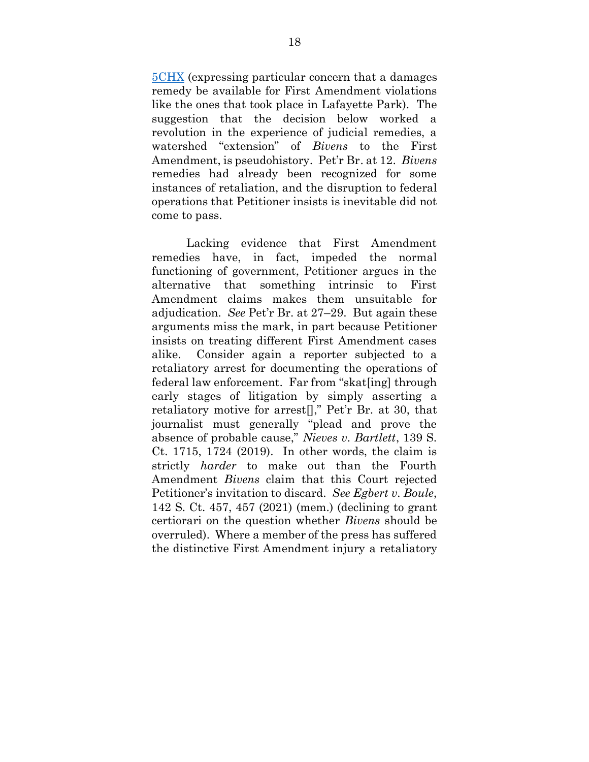5CHX (expressing particular concern that a damages remedy be available for First Amendment violations like the ones that took place in Lafayette Park). The suggestion that the decision below worked a revolution in the experience of judicial remedies, a watershed "extension" of *Bivens* to the First Amendment, is pseudohistory. Pet'r Br. at 12. *Bivens* remedies had already been recognized for some instances of retaliation, and the disruption to federal operations that Petitioner insists is inevitable did not come to pass.

Lacking evidence that First Amendment remedies have, in fact, impeded the normal functioning of government, Petitioner argues in the alternative that something intrinsic to First Amendment claims makes them unsuitable for adjudication. *See* Pet'r Br. at 27–29. But again these arguments miss the mark, in part because Petitioner insists on treating different First Amendment cases alike. Consider again a reporter subjected to a retaliatory arrest for documenting the operations of federal law enforcement. Far from "skat[ing] through early stages of litigation by simply asserting a retaliatory motive for arrest[]," Pet'r Br. at 30, that journalist must generally "plead and prove the absence of probable cause," *Nieves v. Bartlett*, 139 S. Ct. 1715, 1724 (2019). In other words, the claim is strictly *harder* to make out than the Fourth Amendment *Bivens* claim that this Court rejected Petitioner's invitation to discard. *See Egbert v. Boule*, 142 S. Ct. 457, 457 (2021) (mem.) (declining to grant certiorari on the question whether *Bivens* should be overruled). Where a member of the press has suffered the distinctive First Amendment injury a retaliatory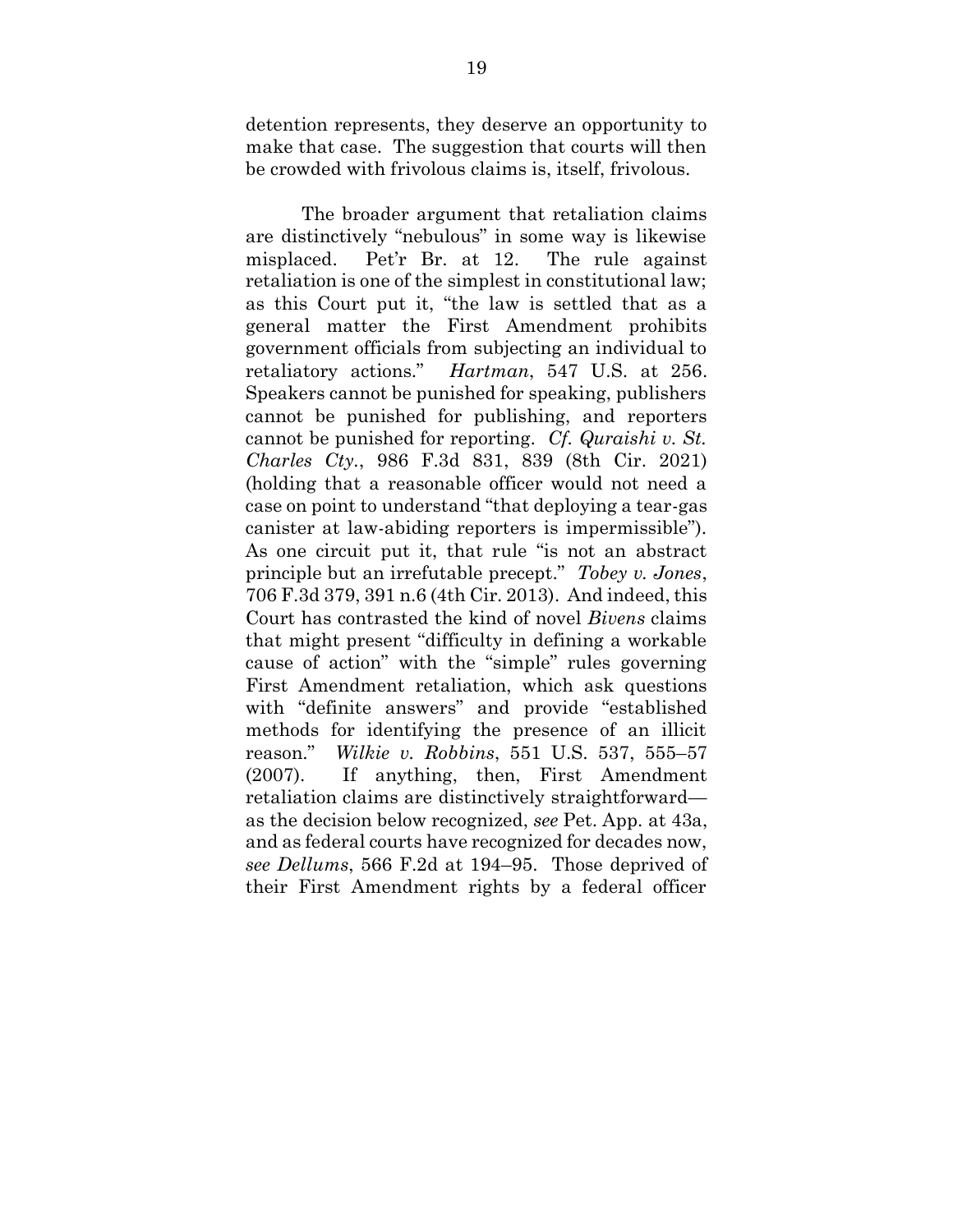detention represents, they deserve an opportunity to make that case. The suggestion that courts will then be crowded with frivolous claims is, itself, frivolous.

The broader argument that retaliation claims are distinctively "nebulous" in some way is likewise misplaced. Pet'r Br. at 12. The rule against retaliation is one of the simplest in constitutional law; as this Court put it, "the law is settled that as a general matter the First Amendment prohibits government officials from subjecting an individual to retaliatory actions." *Hartman*, 547 U.S. at 256. Speakers cannot be punished for speaking, publishers cannot be punished for publishing, and reporters cannot be punished for reporting. *Cf. Quraishi v. St. Charles Cty.*, 986 F.3d 831, 839 (8th Cir. 2021) (holding that a reasonable officer would not need a case on point to understand "that deploying a tear-gas canister at law-abiding reporters is impermissible"). As one circuit put it, that rule "is not an abstract principle but an irrefutable precept." *Tobey v. Jones*, 706 F.3d 379, 391 n.6 (4th Cir. 2013). And indeed, this Court has contrasted the kind of novel *Bivens* claims that might present "difficulty in defining a workable cause of action" with the "simple" rules governing First Amendment retaliation, which ask questions with "definite answers" and provide "established methods for identifying the presence of an illicit reason." *Wilkie v. Robbins*, 551 U.S. 537, 555–57 (2007). If anything, then, First Amendment retaliation claims are distinctively straightforward—as the decision below recognized, *see* Pet. App. at 43a, and as federal courts have recognized for decades now, *see Dellums*, 566 F.2d at 194–95. Those deprived of their First Amendment rights by a federal officer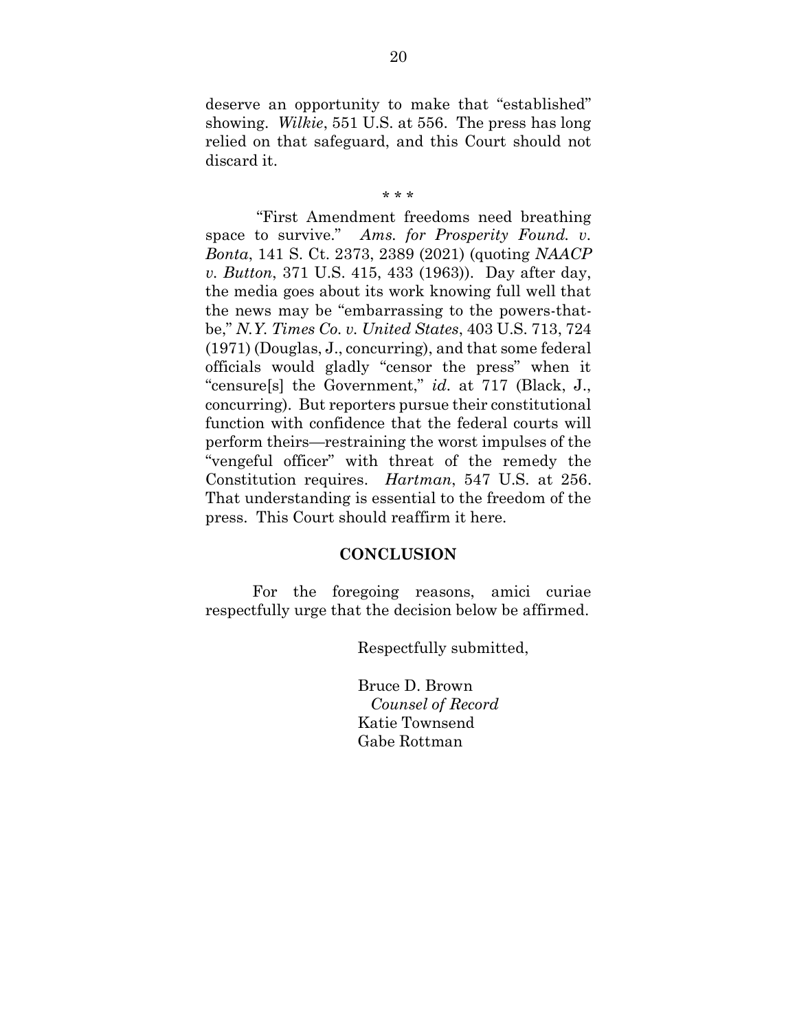deserve an opportunity to make that "established" showing. *Wilkie*, 551 U.S. at 556. The press has long relied on that safeguard, and this Court should not discard it.

\* \* \*

"First Amendment freedoms need breathing space to survive." *Ams. for Prosperity Found. v. Bonta*, 141 S. Ct. 2373, 2389 (2021) (quoting *NAACP v. Button*, 371 U.S. 415, 433 (1963)). Day after day, the media goes about its work knowing full well that the news may be "embarrassing to the powers-that-be," *N.Y. Times Co. v. United States*, 403 U.S. 713, 724 (1971) (Douglas, J., concurring), and that some federal officials would gladly "censor the press" when it "censure[s] the Government," *id*. at 717 (Black, J., concurring). But reporters pursue their constitutional function with confidence that the federal courts will perform theirs—restraining the worst impulses of the "vengeful officer" with threat of the remedy the Constitution requires. *Hartman*, 547 U.S. at 256. That understanding is essential to the freedom of the press. This Court should reaffirm it here.

## CONCLUSION

For the foregoing reasons, amici curiae respectfully urge that the decision below be affirmed.

Respectfully submitted,

Bruce D. Brown
*Counsel of Record*
Katie Townsend
Gabe Rottman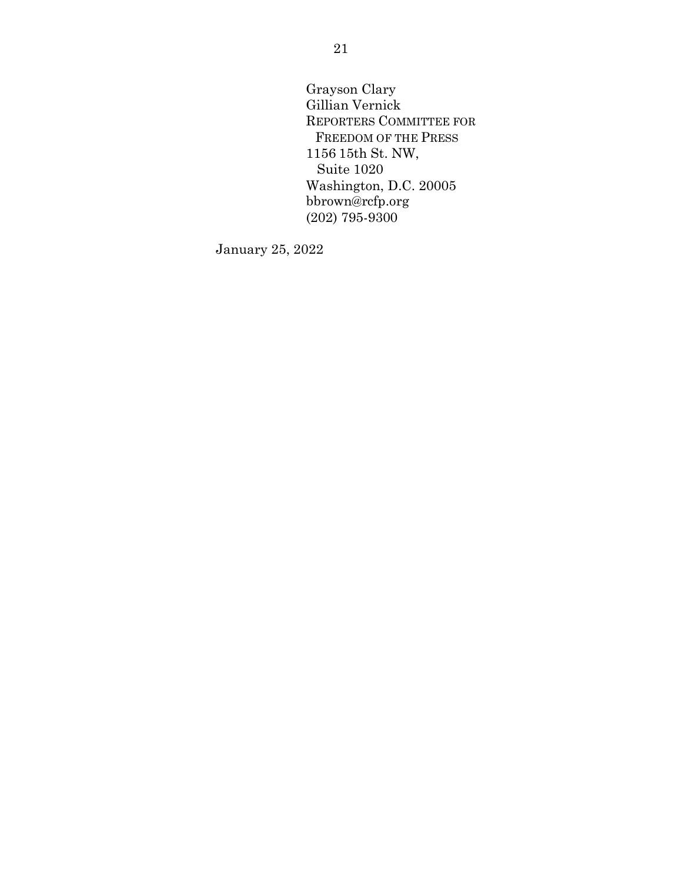Grayson Clary
Gillian Vernick
REPORTERS COMMITTEE FOR
FREEDOM OF THE PRESS
1156 15th St. NW,
Suite 1020
Washington, D.C. 20005
bbrown@rcfp.org
(202) 795-9300

January 25, 2022